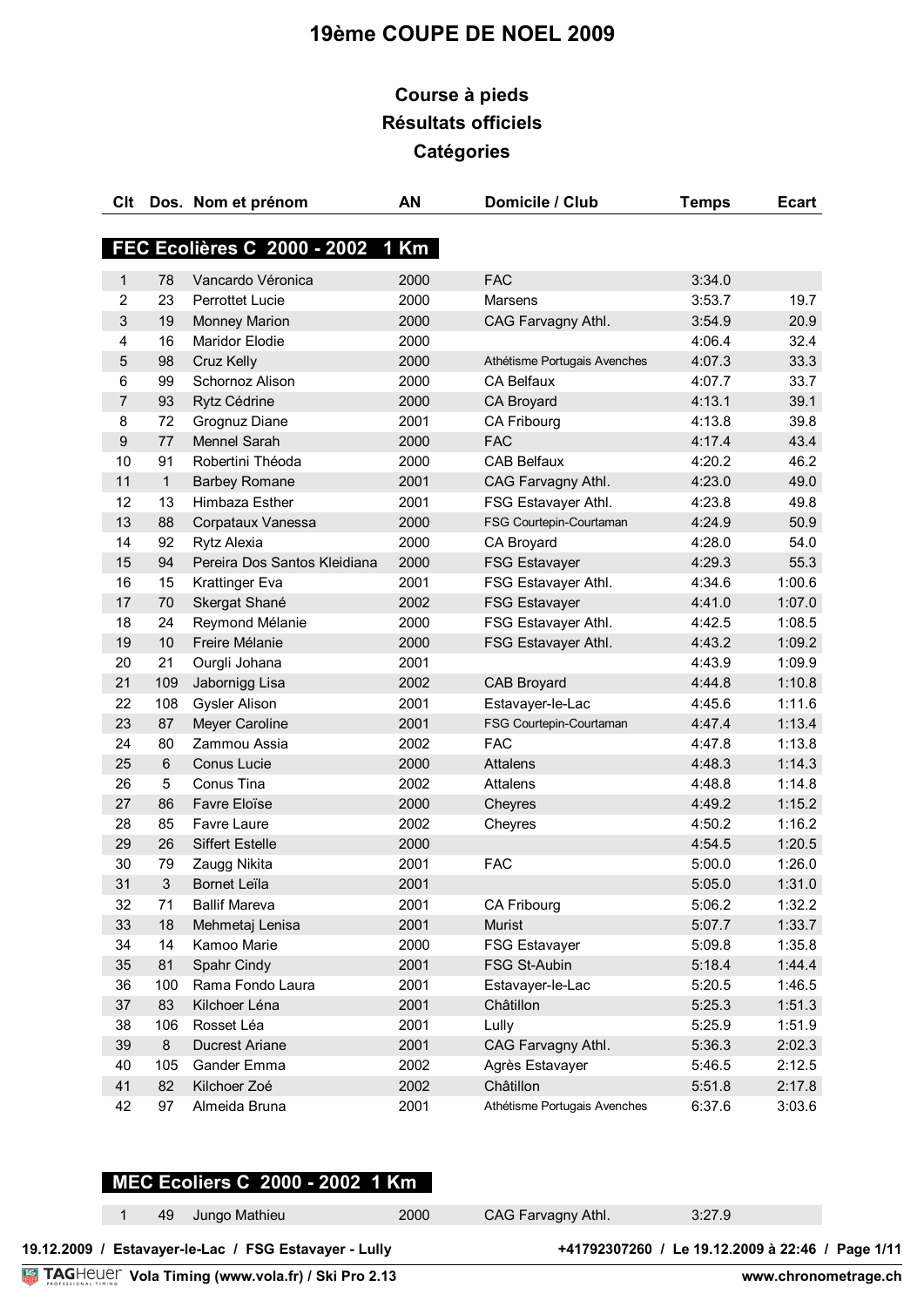# 19ème COUPE DE NOEL 2009

## Course à pieds
## Résultats officiels
## Catégories

### FEC Ecolières C 2000 - 2002 1 Km

| Clt | Dos. | Nom et prénom | AN | Domicile / Club | Temps | Ecart |
|---|---|---|---|---|---|---|
| 1 | 78 | Vancardo Véronica | 2000 | FAC | 3:34.0 | |
| 2 | 23 | Perrottet Lucie | 2000 | Marsens | 3:53.7 | 19.7 |
| 3 | 19 | Monney Marion | 2000 | CAG Farvagny Athl. | 3:54.9 | 20.9 |
| 4 | 16 | Maridor Elodie | 2000 | | 4:06.4 | 32.4 |
| 5 | 98 | Cruz Kelly | 2000 | Athétisme Portugais Avenches | 4:07.3 | 33.3 |
| 6 | 99 | Schornoz Alison | 2000 | CA Belfaux | 4:07.7 | 33.7 |
| 7 | 93 | Rytz Cédrine | 2000 | CA Broyard | 4:13.1 | 39.1 |
| 8 | 72 | Grognuz Diane | 2001 | CA Fribourg | 4:13.8 | 39.8 |
| 9 | 77 | Mennel Sarah | 2000 | FAC | 4:17.4 | 43.4 |
| 10 | 91 | Robertini Théoda | 2000 | CAB Belfaux | 4:20.2 | 46.2 |
| 11 | 1 | Barbey Romane | 2001 | CAG Farvagny Athl. | 4:23.0 | 49.0 |
| 12 | 13 | Himbaza Esther | 2001 | FSG Estavayer Athl. | 4:23.8 | 49.8 |
| 13 | 88 | Corpataux Vanessa | 2000 | FSG Courtepin-Courtaman | 4:24.9 | 50.9 |
| 14 | 92 | Rytz Alexia | 2000 | CA Broyard | 4:28.0 | 54.0 |
| 15 | 94 | Pereira Dos Santos Kleidiana | 2000 | FSG Estavayer | 4:29.3 | 55.3 |
| 16 | 15 | Krattinger Eva | 2001 | FSG Estavayer Athl. | 4:34.6 | 1:00.6 |
| 17 | 70 | Skergat Shané | 2002 | FSG Estavayer | 4:41.0 | 1:07.0 |
| 18 | 24 | Reymond Mélanie | 2000 | FSG Estavayer Athl. | 4:42.5 | 1:08.5 |
| 19 | 10 | Freire Mélanie | 2000 | FSG Estavayer Athl. | 4:43.2 | 1:09.2 |
| 20 | 21 | Ourgli Johana | 2001 | | 4:43.9 | 1:09.9 |
| 21 | 109 | Jabornigg Lisa | 2002 | CAB Broyard | 4:44.8 | 1:10.8 |
| 22 | 108 | Gysler Alison | 2001 | Estavayer-le-Lac | 4:45.6 | 1:11.6 |
| 23 | 87 | Meyer Caroline | 2001 | FSG Courtepin-Courtaman | 4:47.4 | 1:13.4 |
| 24 | 80 | Zammou Assia | 2002 | FAC | 4:47.8 | 1:13.8 |
| 25 | 6 | Conus Lucie | 2000 | Attalens | 4:48.3 | 1:14.3 |
| 26 | 5 | Conus Tina | 2002 | Attalens | 4:48.8 | 1:14.8 |
| 27 | 86 | Favre Eloïse | 2000 | Cheyres | 4:49.2 | 1:15.2 |
| 28 | 85 | Favre Laure | 2002 | Cheyres | 4:50.2 | 1:16.2 |
| 29 | 26 | Siffert Estelle | 2000 | | 4:54.5 | 1:20.5 |
| 30 | 79 | Zaugg Nikita | 2001 | FAC | 5:00.0 | 1:26.0 |
| 31 | 3 | Bornet Leïla | 2001 | | 5:05.0 | 1:31.0 |
| 32 | 71 | Ballif Mareva | 2001 | CA Fribourg | 5:06.2 | 1:32.2 |
| 33 | 18 | Mehmetaj Lenisa | 2001 | Murist | 5:07.7 | 1:33.7 |
| 34 | 14 | Kamoo Marie | 2000 | FSG Estavayer | 5:09.8 | 1:35.8 |
| 35 | 81 | Spahr Cindy | 2001 | FSG St-Aubin | 5:18.4 | 1:44.4 |
| 36 | 100 | Rama Fondo Laura | 2001 | Estavayer-le-Lac | 5:20.5 | 1:46.5 |
| 37 | 83 | Kilchoer Léna | 2001 | Châtillon | 5:25.3 | 1:51.3 |
| 38 | 106 | Rosset Léa | 2001 | Lully | 5:25.9 | 1:51.9 |
| 39 | 8 | Ducrest Ariane | 2001 | CAG Farvagny Athl. | 5:36.3 | 2:02.3 |
| 40 | 105 | Gander Emma | 2002 | Agrès Estavayer | 5:46.5 | 2:12.5 |
| 41 | 82 | Kilchoer Zoé | 2002 | Châtillon | 5:51.8 | 2:17.8 |
| 42 | 97 | Almeida Bruna | 2001 | Athétisme Portugais Avenches | 6:37.6 | 3:03.6 |

### MEC Ecoliers C 2000 - 2002 1 Km

| Clt | Dos. | Nom et prénom | AN | Domicile / Club | Temps | Ecart |
|---|---|---|---|---|---|---|
| 1 | 49 | Jungo Mathieu | 2000 | CAG Farvagny Athl. | 3:27.9 | |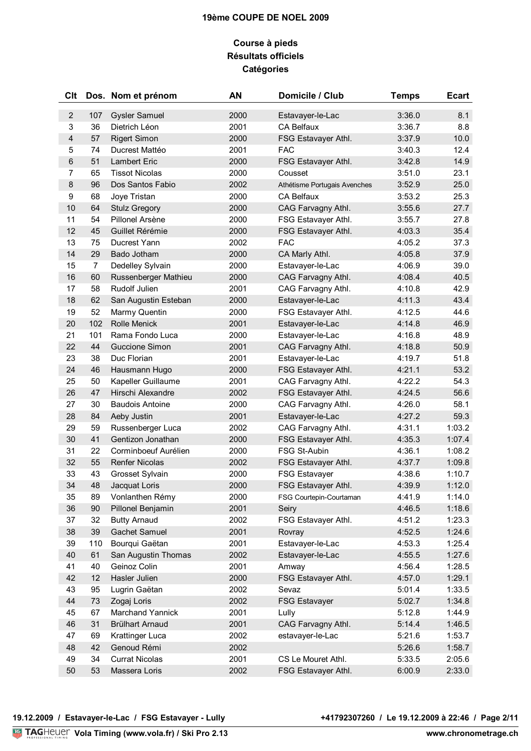# 19ème COUPE DE NOEL 2009

## Course à pieds
## Résultats officiels
## Catégories

| Clt | Dos. | Nom et prénom | AN | Domicile / Club | Temps | Ecart |
|---|---|---|---|---|---|---|
| 2 | 107 | Gysler Samuel | 2000 | Estavayer-le-Lac | 3:36.0 | 8.1 |
| 3 | 36 | Dietrich Léon | 2001 | CA Belfaux | 3:36.7 | 8.8 |
| 4 | 57 | Rigert Simon | 2000 | FSG Estavayer Athl. | 3:37.9 | 10.0 |
| 5 | 74 | Ducrest Mattéo | 2001 | FAC | 3:40.3 | 12.4 |
| 6 | 51 | Lambert Eric | 2000 | FSG Estavayer Athl. | 3:42.8 | 14.9 |
| 7 | 65 | Tissot Nicolas | 2000 | Cousset | 3:51.0 | 23.1 |
| 8 | 96 | Dos Santos Fabio | 2002 | Athétisme Portugais Avenches | 3:52.9 | 25.0 |
| 9 | 68 | Joye Tristan | 2000 | CA Belfaux | 3:53.2 | 25.3 |
| 10 | 64 | Stulz Gregory | 2000 | CAG Farvagny Athl. | 3:55.6 | 27.7 |
| 11 | 54 | Pillonel Arsène | 2000 | FSG Estavayer Athl. | 3:55.7 | 27.8 |
| 12 | 45 | Guillet Rérémie | 2000 | FSG Estavayer Athl. | 4:03.3 | 35.4 |
| 13 | 75 | Ducrest Yann | 2002 | FAC | 4:05.2 | 37.3 |
| 14 | 29 | Bado Jotham | 2000 | CA Marly Athl. | 4:05.8 | 37.9 |
| 15 | 7 | Dedelley Sylvain | 2000 | Estavayer-le-Lac | 4:06.9 | 39.0 |
| 16 | 60 | Russenberger Mathieu | 2000 | CAG Farvagny Athl. | 4:08.4 | 40.5 |
| 17 | 58 | Rudolf Julien | 2001 | CAG Farvagny Athl. | 4:10.8 | 42.9 |
| 18 | 62 | San Augustin Esteban | 2000 | Estavayer-le-Lac | 4:11.3 | 43.4 |
| 19 | 52 | Marmy Quentin | 2000 | FSG Estavayer Athl. | 4:12.5 | 44.6 |
| 20 | 102 | Rolle Menick | 2001 | Estavayer-le-Lac | 4:14.8 | 46.9 |
| 21 | 101 | Rama Fondo Luca | 2000 | Estavayer-le-Lac | 4:16.8 | 48.9 |
| 22 | 44 | Guccione Simon | 2001 | CAG Farvagny Athl. | 4:18.8 | 50.9 |
| 23 | 38 | Duc Florian | 2001 | Estavayer-le-Lac | 4:19.7 | 51.8 |
| 24 | 46 | Hausmann Hugo | 2000 | FSG Estavayer Athl. | 4:21.1 | 53.2 |
| 25 | 50 | Kapeller Guillaume | 2001 | CAG Farvagny Athl. | 4:22.2 | 54.3 |
| 26 | 47 | Hirschi Alexandre | 2002 | FSG Estavayer Athl. | 4:24.5 | 56.6 |
| 27 | 30 | Baudois Antoine | 2000 | CAG Farvagny Athl. | 4:26.0 | 58.1 |
| 28 | 84 | Aeby Justin | 2001 | Estavayer-le-Lac | 4:27.2 | 59.3 |
| 29 | 59 | Russenberger Luca | 2002 | CAG Farvagny Athl. | 4:31.1 | 1:03.2 |
| 30 | 41 | Gentizon Jonathan | 2000 | FSG Estavayer Athl. | 4:35.3 | 1:07.4 |
| 31 | 22 | Corminboeuf Aurélien | 2000 | FSG St-Aubin | 4:36.1 | 1:08.2 |
| 32 | 55 | Renfer Nicolas | 2002 | FSG Estavayer Athl. | 4:37.7 | 1:09.8 |
| 33 | 43 | Grosset Sylvain | 2000 | FSG Estavayer | 4:38.6 | 1:10.7 |
| 34 | 48 | Jacquat Loris | 2000 | FSG Estavayer Athl. | 4:39.9 | 1:12.0 |
| 35 | 89 | Vonlanthen Rémy | 2000 | FSG Courtepin-Courtaman | 4:41.9 | 1:14.0 |
| 36 | 90 | Pillonel Benjamin | 2001 | Seiry | 4:46.5 | 1:18.6 |
| 37 | 32 | Butty Arnaud | 2002 | FSG Estavayer Athl. | 4:51.2 | 1:23.3 |
| 38 | 39 | Gachet Samuel | 2001 | Rovray | 4:52.5 | 1:24.6 |
| 39 | 110 | Bourqui Gaëtan | 2001 | Estavayer-le-Lac | 4:53.3 | 1:25.4 |
| 40 | 61 | San Augustin Thomas | 2002 | Estavayer-le-Lac | 4:55.5 | 1:27.6 |
| 41 | 40 | Geinoz Colin | 2001 | Amway | 4:56.4 | 1:28.5 |
| 42 | 12 | Hasler Julien | 2000 | FSG Estavayer Athl. | 4:57.0 | 1:29.1 |
| 43 | 95 | Lugrin Gaëtan | 2002 | Sevaz | 5:01.4 | 1:33.5 |
| 44 | 73 | Zogaj Loris | 2002 | FSG Estavayer | 5:02.7 | 1:34.8 |
| 45 | 67 | Marchand Yannick | 2001 | Lully | 5:12.8 | 1:44.9 |
| 46 | 31 | Brülhart Arnaud | 2001 | CAG Farvagny Athl. | 5:14.4 | 1:46.5 |
| 47 | 69 | Krattinger Luca | 2002 | estavayer-le-Lac | 5:21.6 | 1:53.7 |
| 48 | 42 | Genoud Rémi | 2002 | | 5:26.6 | 1:58.7 |
| 49 | 34 | Currat Nicolas | 2001 | CS Le Mouret Athl. | 5:33.5 | 2:05.6 |
| 50 | 53 | Massera Loris | 2002 | FSG Estavayer Athl. | 6:00.9 | 2:33.0 |

19.12.2009 / Estavayer-le-Lac / FSG Estavayer - Lully    +41792307260 / Le 19.12.2009 à 22:46

TAGHeuer Vola Timing (www.vola.fr) / Ski Pro 2.13    www.chronometrage.ch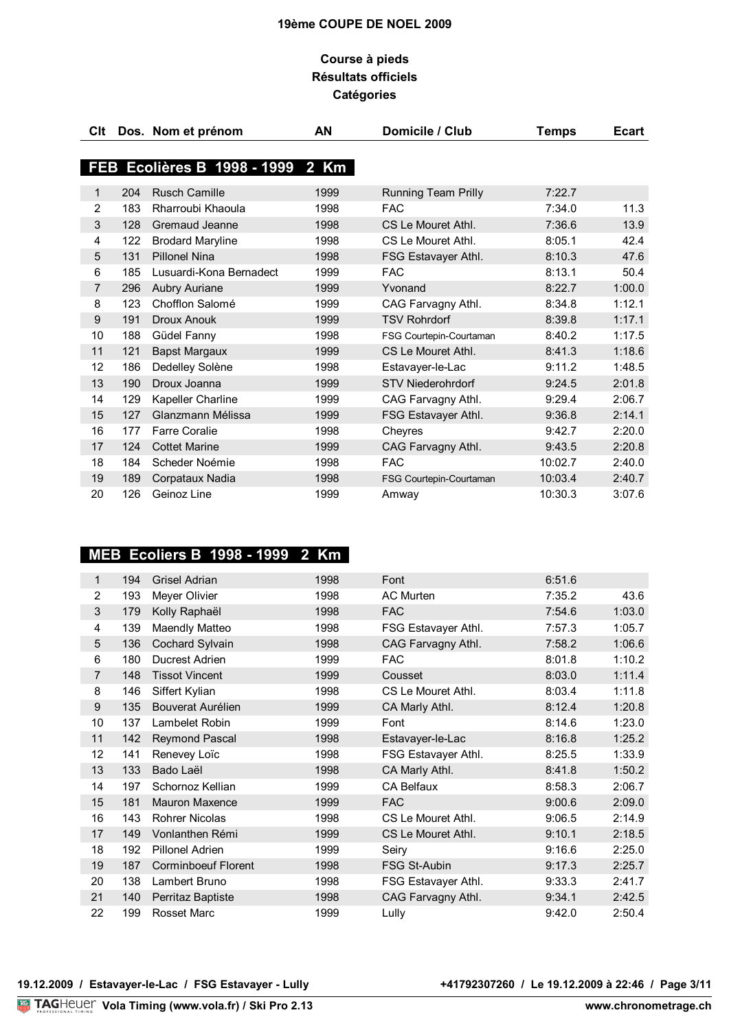# 19ème COUPE DE NOEL 2009

## Course à pieds
## Résultats officiels
## Catégories

### FEB Ecolières B 1998 - 1999 2 Km

| Clt | Dos. | Nom et prénom | AN | Domicile / Club | Temps | Ecart |
|---|---|---|---|---|---|---|
| 1 | 204 | Rusch Camille | 1999 | Running Team Prilly | 7:22.7 | |
| 2 | 183 | Rharroubi Khaoula | 1998 | FAC | 7:34.0 | 11.3 |
| 3 | 128 | Gremaud Jeanne | 1998 | CS Le Mouret Athl. | 7:36.6 | 13.9 |
| 4 | 122 | Brodard Maryline | 1998 | CS Le Mouret Athl. | 8:05.1 | 42.4 |
| 5 | 131 | Pillonel Nina | 1998 | FSG Estavayer Athl. | 8:10.3 | 47.6 |
| 6 | 185 | Lusuardi-Kona Bernadect | 1999 | FAC | 8:13.1 | 50.4 |
| 7 | 296 | Aubry Auriane | 1999 | Yvonand | 8:22.7 | 1:00.0 |
| 8 | 123 | Chofflon Salomé | 1999 | CAG Farvagny Athl. | 8:34.8 | 1:12.1 |
| 9 | 191 | Droux Anouk | 1999 | TSV Rohrdorf | 8:39.8 | 1:17.1 |
| 10 | 188 | Güdel Fanny | 1998 | FSG Courtepin-Courtaman | 8:40.2 | 1:17.5 |
| 11 | 121 | Bapst Margaux | 1999 | CS Le Mouret Athl. | 8:41.3 | 1:18.6 |
| 12 | 186 | Dedelley Solène | 1998 | Estavayer-le-Lac | 9:11.2 | 1:48.5 |
| 13 | 190 | Droux Joanna | 1999 | STV Niederohrdorf | 9:24.5 | 2:01.8 |
| 14 | 129 | Kapeller Charline | 1999 | CAG Farvagny Athl. | 9:29.4 | 2:06.7 |
| 15 | 127 | Glanzmann Mélissa | 1999 | FSG Estavayer Athl. | 9:36.8 | 2:14.1 |
| 16 | 177 | Farre Coralie | 1998 | Cheyres | 9:42.7 | 2:20.0 |
| 17 | 124 | Cottet Marine | 1999 | CAG Farvagny Athl. | 9:43.5 | 2:20.8 |
| 18 | 184 | Scheder Noémie | 1998 | FAC | 10:02.7 | 2:40.0 |
| 19 | 189 | Corpataux Nadia | 1998 | FSG Courtepin-Courtaman | 10:03.4 | 2:40.7 |
| 20 | 126 | Geinoz Line | 1999 | Amway | 10:30.3 | 3:07.6 |

### MEB Ecoliers B 1998 - 1999 2 Km

| Clt | Dos. | Nom et prénom | AN | Domicile / Club | Temps | Ecart |
|---|---|---|---|---|---|---|
| 1 | 194 | Grisel Adrian | 1998 | Font | 6:51.6 | |
| 2 | 193 | Meyer Olivier | 1998 | AC Murten | 7:35.2 | 43.6 |
| 3 | 179 | Kolly Raphaël | 1998 | FAC | 7:54.6 | 1:03.0 |
| 4 | 139 | Maendly Matteo | 1998 | FSG Estavayer Athl. | 7:57.3 | 1:05.7 |
| 5 | 136 | Cochard Sylvain | 1998 | CAG Farvagny Athl. | 7:58.2 | 1:06.6 |
| 6 | 180 | Ducrest Adrien | 1999 | FAC | 8:01.8 | 1:10.2 |
| 7 | 148 | Tissot Vincent | 1999 | Cousset | 8:03.0 | 1:11.4 |
| 8 | 146 | Siffert Kylian | 1998 | CS Le Mouret Athl. | 8:03.4 | 1:11.8 |
| 9 | 135 | Bouverat Aurélien | 1999 | CA Marly Athl. | 8:12.4 | 1:20.8 |
| 10 | 137 | Lambelet Robin | 1999 | Font | 8:14.6 | 1:23.0 |
| 11 | 142 | Reymond Pascal | 1998 | Estavayer-le-Lac | 8:16.8 | 1:25.2 |
| 12 | 141 | Renevey Loïc | 1998 | FSG Estavayer Athl. | 8:25.5 | 1:33.9 |
| 13 | 133 | Bado Laël | 1998 | CA Marly Athl. | 8:41.8 | 1:50.2 |
| 14 | 197 | Schornoz Kellian | 1999 | CA Belfaux | 8:58.3 | 2:06.7 |
| 15 | 181 | Mauron Maxence | 1999 | FAC | 9:00.6 | 2:09.0 |
| 16 | 143 | Rohrer Nicolas | 1998 | CS Le Mouret Athl. | 9:06.5 | 2:14.9 |
| 17 | 149 | Vonlanthen Rémi | 1999 | CS Le Mouret Athl. | 9:10.1 | 2:18.5 |
| 18 | 192 | Pillonel Adrien | 1999 | Seiry | 9:16.6 | 2:25.0 |
| 19 | 187 | Corminboeuf Florent | 1998 | FSG St-Aubin | 9:17.3 | 2:25.7 |
| 20 | 138 | Lambert Bruno | 1998 | FSG Estavayer Athl. | 9:33.3 | 2:41.7 |
| 21 | 140 | Perritaz Baptiste | 1998 | CAG Farvagny Athl. | 9:34.1 | 2:42.5 |
| 22 | 199 | Rosset Marc | 1999 | Lully | 9:42.0 | 2:50.4 |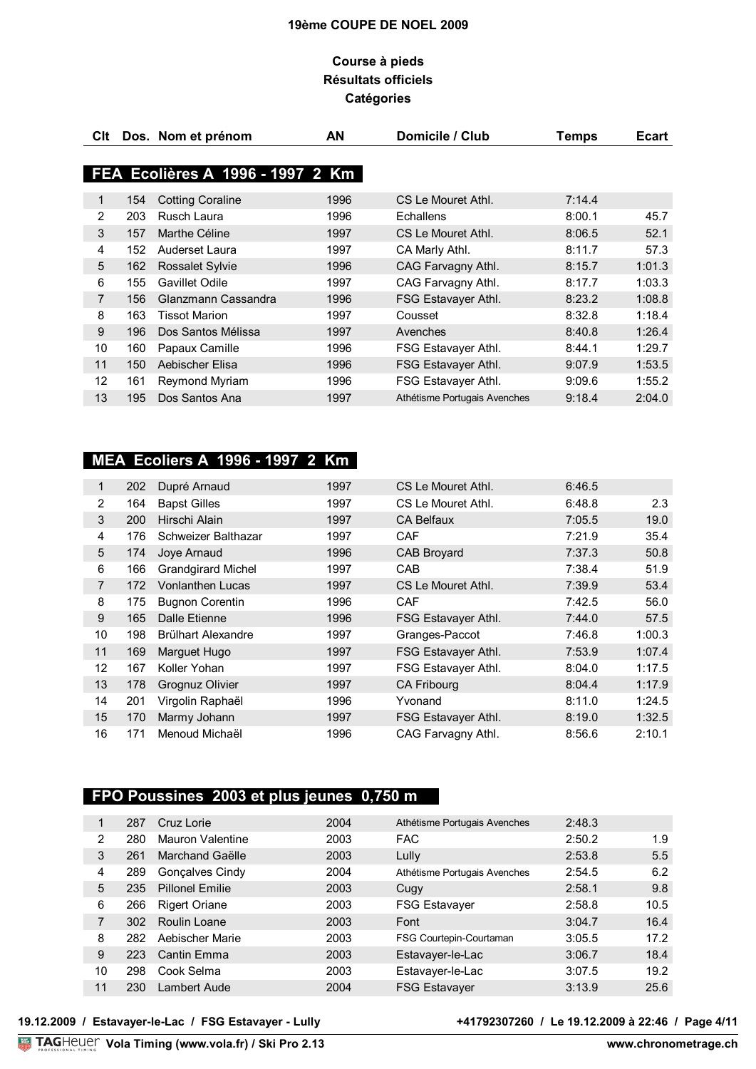# 19ème COUPE DE NOEL 2009

## Course à pieds
## Résultats officiels
## Catégories

| Clt | Dos. | Nom et prénom | AN | Domicile / Club | Temps | Ecart |
|---|---|---|---|---|---|---|

### FEA Ecolières A 1996 - 1997 2 Km

| Clt | Dos. | Nom et prénom | AN | Domicile / Club | Temps | Ecart |
|---|---|---|---|---|---|---|
| 1 | 154 | Cotting Coraline | 1996 | CS Le Mouret Athl. | 7:14.4 | |
| 2 | 203 | Rusch Laura | 1996 | Echallens | 8:00.1 | 45.7 |
| 3 | 157 | Marthe Céline | 1997 | CS Le Mouret Athl. | 8:06.5 | 52.1 |
| 4 | 152 | Auderset Laura | 1997 | CA Marly Athl. | 8:11.7 | 57.3 |
| 5 | 162 | Rossalet Sylvie | 1996 | CAG Farvagny Athl. | 8:15.7 | 1:01.3 |
| 6 | 155 | Gavillet Odile | 1997 | CAG Farvagny Athl. | 8:17.7 | 1:03.3 |
| 7 | 156 | Glanzmann Cassandra | 1996 | FSG Estavayer Athl. | 8:23.2 | 1:08.8 |
| 8 | 163 | Tissot Marion | 1997 | Cousset | 8:32.8 | 1:18.4 |
| 9 | 196 | Dos Santos Mélissa | 1997 | Avenches | 8:40.8 | 1:26.4 |
| 10 | 160 | Papaux Camille | 1996 | FSG Estavayer Athl. | 8:44.1 | 1:29.7 |
| 11 | 150 | Aebischer Elisa | 1996 | FSG Estavayer Athl. | 9:07.9 | 1:53.5 |
| 12 | 161 | Reymond Myriam | 1996 | FSG Estavayer Athl. | 9:09.6 | 1:55.2 |
| 13 | 195 | Dos Santos Ana | 1997 | Athétisme Portugais Avenches | 9:18.4 | 2:04.0 |

### MEA Ecoliers A 1996 - 1997 2 Km

| Clt | Dos. | Nom et prénom | AN | Domicile / Club | Temps | Ecart |
|---|---|---|---|---|---|---|
| 1 | 202 | Dupré Arnaud | 1997 | CS Le Mouret Athl. | 6:46.5 | |
| 2 | 164 | Bapst Gilles | 1997 | CS Le Mouret Athl. | 6:48.8 | 2.3 |
| 3 | 200 | Hirschi Alain | 1997 | CA Belfaux | 7:05.5 | 19.0 |
| 4 | 176 | Schweizer Balthazar | 1997 | CAF | 7:21.9 | 35.4 |
| 5 | 174 | Joye Arnaud | 1996 | CAB Broyard | 7:37.3 | 50.8 |
| 6 | 166 | Grandgirard Michel | 1997 | CAB | 7:38.4 | 51.9 |
| 7 | 172 | Vonlanthen Lucas | 1997 | CS Le Mouret Athl. | 7:39.9 | 53.4 |
| 8 | 175 | Bugnon Corentin | 1996 | CAF | 7:42.5 | 56.0 |
| 9 | 165 | Dalle Etienne | 1996 | FSG Estavayer Athl. | 7:44.0 | 57.5 |
| 10 | 198 | Brülhart Alexandre | 1997 | Granges-Paccot | 7:46.8 | 1:00.3 |
| 11 | 169 | Marguet Hugo | 1997 | FSG Estavayer Athl. | 7:53.9 | 1:07.4 |
| 12 | 167 | Koller Yohan | 1997 | FSG Estavayer Athl. | 8:04.0 | 1:17.5 |
| 13 | 178 | Grognuz Olivier | 1997 | CA Fribourg | 8:04.4 | 1:17.9 |
| 14 | 201 | Virgolin Raphaël | 1996 | Yvonand | 8:11.0 | 1:24.5 |
| 15 | 170 | Marmy Johann | 1997 | FSG Estavayer Athl. | 8:19.0 | 1:32.5 |
| 16 | 171 | Menoud Michaël | 1996 | CAG Farvagny Athl. | 8:56.6 | 2:10.1 |

### FPO Poussines 2003 et plus jeunes 0,750 m

| Clt | Dos. | Nom et prénom | AN | Domicile / Club | Temps | Ecart |
|---|---|---|---|---|---|---|
| 1 | 287 | Cruz Lorie | 2004 | Athétisme Portugais Avenches | 2:48.3 | |
| 2 | 280 | Mauron Valentine | 2003 | FAC | 2:50.2 | 1.9 |
| 3 | 261 | Marchand Gaëlle | 2003 | Lully | 2:53.8 | 5.5 |
| 4 | 289 | Gonçalves Cindy | 2004 | Athétisme Portugais Avenches | 2:54.5 | 6.2 |
| 5 | 235 | Pillonel Emilie | 2003 | Cugy | 2:58.1 | 9.8 |
| 6 | 266 | Rigert Oriane | 2003 | FSG Estavayer | 2:58.8 | 10.5 |
| 7 | 302 | Roulin Loane | 2003 | Font | 3:04.7 | 16.4 |
| 8 | 282 | Aebischer Marie | 2003 | FSG Courtepin-Courtaman | 3:05.5 | 17.2 |
| 9 | 223 | Cantin Emma | 2003 | Estavayer-le-Lac | 3:06.7 | 18.4 |
| 10 | 298 | Cook Selma | 2003 | Estavayer-le-Lac | 3:07.5 | 19.2 |
| 11 | 230 | Lambert Aude | 2004 | FSG Estavayer | 3:13.9 | 25.6 |

19.12.2009 / Estavayer-le-Lac / FSG Estavayer - Lully

+41792307260 / Le 19.12.2009 à 22:46

Vola Timing (www.vola.fr) / Ski Pro 2.13 — www.chronometrage.ch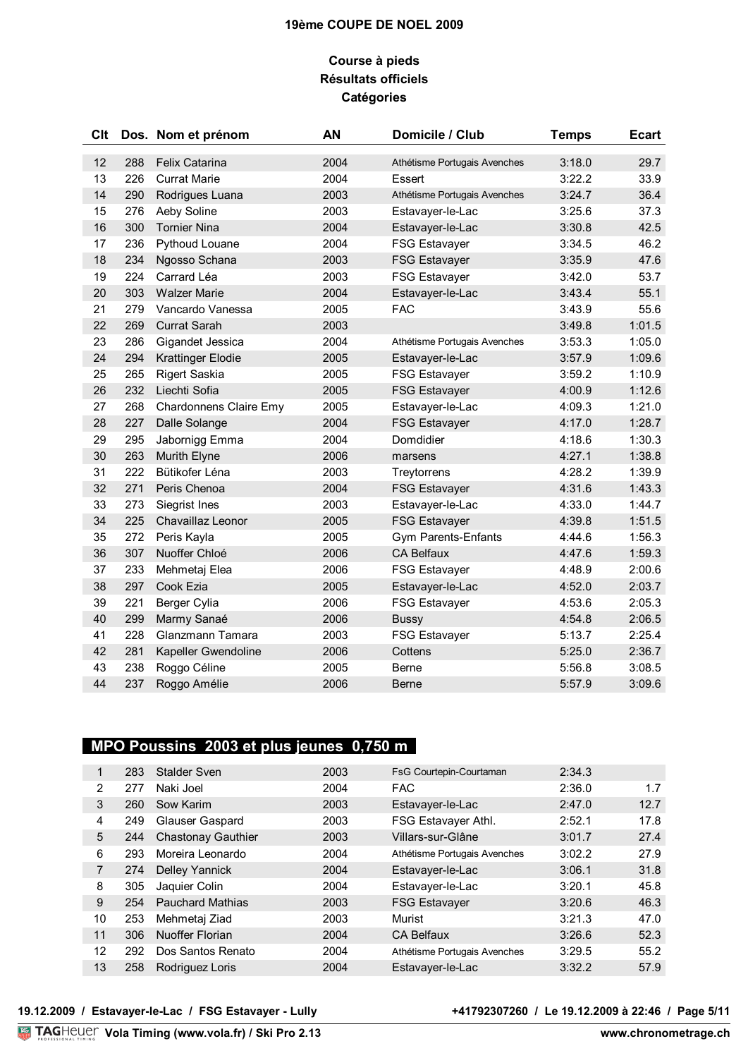# 19ème COUPE DE NOEL 2009

## Course à pieds
## Résultats officiels
## Catégories

| Clt | Dos. | Nom et prénom | AN | Domicile / Club | Temps | Ecart |
|---|---|---|---|---|---|---|
| 12 | 288 | Felix Catarina | 2004 | Athétisme Portugais Avenches | 3:18.0 | 29.7 |
| 13 | 226 | Currat Marie | 2004 | Essert | 3:22.2 | 33.9 |
| 14 | 290 | Rodrigues Luana | 2003 | Athétisme Portugais Avenches | 3:24.7 | 36.4 |
| 15 | 276 | Aeby Soline | 2003 | Estavayer-le-Lac | 3:25.6 | 37.3 |
| 16 | 300 | Tornier Nina | 2004 | Estavayer-le-Lac | 3:30.8 | 42.5 |
| 17 | 236 | Pythoud Louane | 2004 | FSG Estavayer | 3:34.5 | 46.2 |
| 18 | 234 | Ngosso Schana | 2003 | FSG Estavayer | 3:35.9 | 47.6 |
| 19 | 224 | Carrard Léa | 2003 | FSG Estavayer | 3:42.0 | 53.7 |
| 20 | 303 | Walzer Marie | 2004 | Estavayer-le-Lac | 3:43.4 | 55.1 |
| 21 | 279 | Vancardo Vanessa | 2005 | FAC | 3:43.9 | 55.6 |
| 22 | 269 | Currat Sarah | 2003 | | 3:49.8 | 1:01.5 |
| 23 | 286 | Gigandet Jessica | 2004 | Athétisme Portugais Avenches | 3:53.3 | 1:05.0 |
| 24 | 294 | Krattinger Elodie | 2005 | Estavayer-le-Lac | 3:57.9 | 1:09.6 |
| 25 | 265 | Rigert Saskia | 2005 | FSG Estavayer | 3:59.2 | 1:10.9 |
| 26 | 232 | Liechti Sofia | 2005 | FSG Estavayer | 4:00.9 | 1:12.6 |
| 27 | 268 | Chardonnens Claire Emy | 2005 | Estavayer-le-Lac | 4:09.3 | 1:21.0 |
| 28 | 227 | Dalle Solange | 2004 | FSG Estavayer | 4:17.0 | 1:28.7 |
| 29 | 295 | Jabornigg Emma | 2004 | Domdidier | 4:18.6 | 1:30.3 |
| 30 | 263 | Murith Elyne | 2006 | marsens | 4:27.1 | 1:38.8 |
| 31 | 222 | Bütikofer Léna | 2003 | Treytorrens | 4:28.2 | 1:39.9 |
| 32 | 271 | Peris Chenoa | 2004 | FSG Estavayer | 4:31.6 | 1:43.3 |
| 33 | 273 | Siegrist Ines | 2003 | Estavayer-le-Lac | 4:33.0 | 1:44.7 |
| 34 | 225 | Chavaillaz Leonor | 2005 | FSG Estavayer | 4:39.8 | 1:51.5 |
| 35 | 272 | Peris Kayla | 2005 | Gym Parents-Enfants | 4:44.6 | 1:56.3 |
| 36 | 307 | Nuoffer Chloé | 2006 | CA Belfaux | 4:47.6 | 1:59.3 |
| 37 | 233 | Mehmetaj Elea | 2006 | FSG Estavayer | 4:48.9 | 2:00.6 |
| 38 | 297 | Cook Ezia | 2005 | Estavayer-le-Lac | 4:52.0 | 2:03.7 |
| 39 | 221 | Berger Cylia | 2006 | FSG Estavayer | 4:53.6 | 2:05.3 |
| 40 | 299 | Marmy Sanaé | 2006 | Bussy | 4:54.8 | 2:06.5 |
| 41 | 228 | Glanzmann Tamara | 2003 | FSG Estavayer | 5:13.7 | 2:25.4 |
| 42 | 281 | Kapeller Gwendoline | 2006 | Cottens | 5:25.0 | 2:36.7 |
| 43 | 238 | Roggo Céline | 2005 | Berne | 5:56.8 | 3:08.5 |
| 44 | 237 | Roggo Amélie | 2006 | Berne | 5:57.9 | 3:09.6 |

## MPO Poussins 2003 et plus jeunes 0,750 m

| Clt | Dos. | Nom et prénom | AN | Domicile / Club | Temps | Ecart |
|---|---|---|---|---|---|---|
| 1 | 283 | Stalder Sven | 2003 | FsG Courtepin-Courtaman | 2:34.3 | |
| 2 | 277 | Naki Joel | 2004 | FAC | 2:36.0 | 1.7 |
| 3 | 260 | Sow Karim | 2003 | Estavayer-le-Lac | 2:47.0 | 12.7 |
| 4 | 249 | Glauser Gaspard | 2003 | FSG Estavayer Athl. | 2:52.1 | 17.8 |
| 5 | 244 | Chastonay Gauthier | 2003 | Villars-sur-Glâne | 3:01.7 | 27.4 |
| 6 | 293 | Moreira Leonardo | 2004 | Athétisme Portugais Avenches | 3:02.2 | 27.9 |
| 7 | 274 | Delley Yannick | 2004 | Estavayer-le-Lac | 3:06.1 | 31.8 |
| 8 | 305 | Jaquier Colin | 2004 | Estavayer-le-Lac | 3:20.1 | 45.8 |
| 9 | 254 | Pauchard Mathias | 2003 | FSG Estavayer | 3:20.6 | 46.3 |
| 10 | 253 | Mehmetaj Ziad | 2003 | Murist | 3:21.3 | 47.0 |
| 11 | 306 | Nuoffer Florian | 2004 | CA Belfaux | 3:26.6 | 52.3 |
| 12 | 292 | Dos Santos Renato | 2004 | Athétisme Portugais Avenches | 3:29.5 | 55.2 |
| 13 | 258 | Rodriguez Loris | 2004 | Estavayer-le-Lac | 3:32.2 | 57.9 |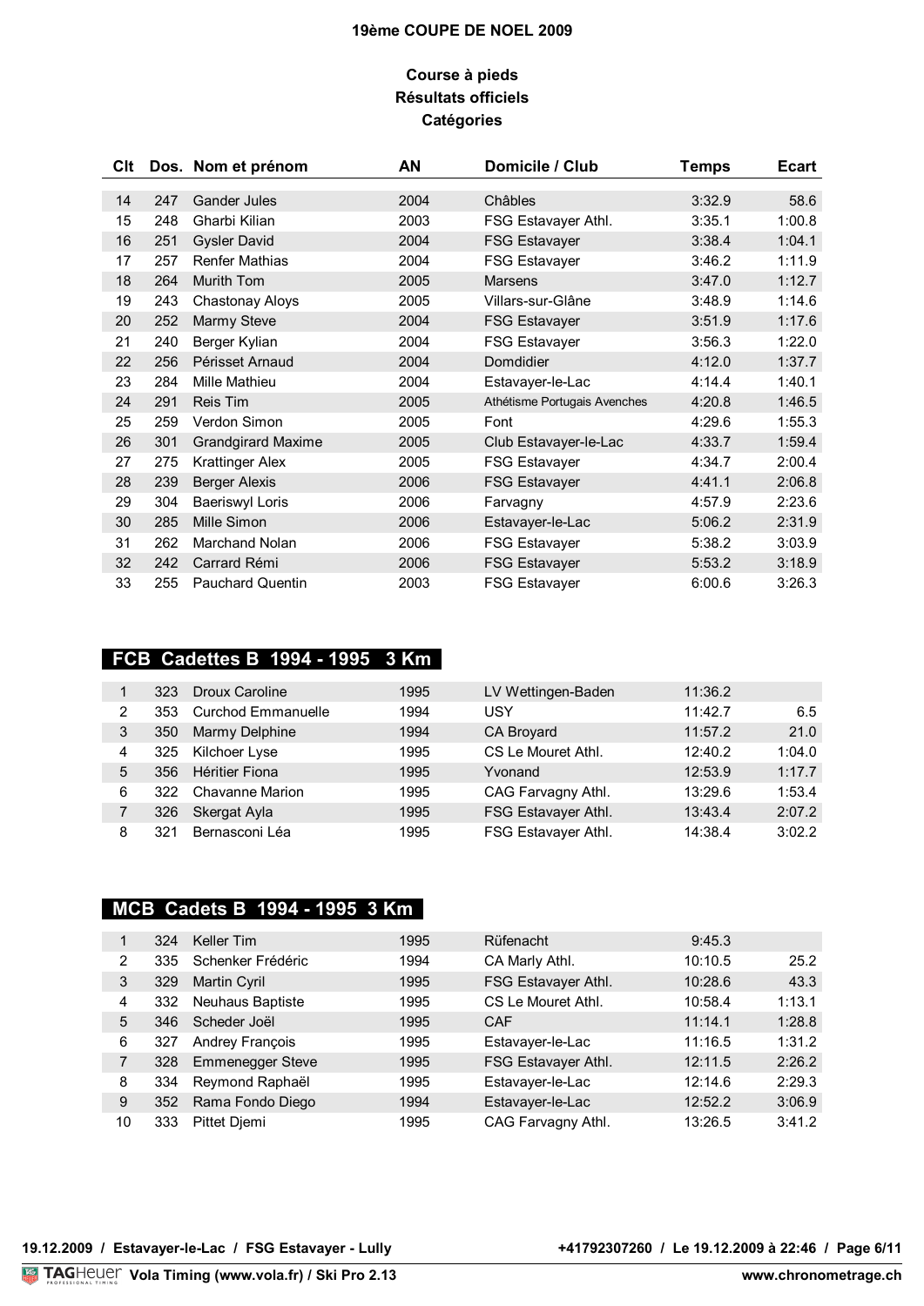# 19ème COUPE DE NOEL 2009

## Course à pieds
## Résultats officiels
## Catégories

| Clt | Dos. | Nom et prénom | AN | Domicile / Club | Temps | Ecart |
|---|---|---|---|---|---|---|
| 14 | 247 | Gander Jules | 2004 | Châbles | 3:32.9 | 58.6 |
| 15 | 248 | Gharbi Kilian | 2003 | FSG Estavayer Athl. | 3:35.1 | 1:00.8 |
| 16 | 251 | Gysler David | 2004 | FSG Estavayer | 3:38.4 | 1:04.1 |
| 17 | 257 | Renfer Mathias | 2004 | FSG Estavayer | 3:46.2 | 1:11.9 |
| 18 | 264 | Murith Tom | 2005 | Marsens | 3:47.0 | 1:12.7 |
| 19 | 243 | Chastonay Aloys | 2005 | Villars-sur-Glâne | 3:48.9 | 1:14.6 |
| 20 | 252 | Marmy Steve | 2004 | FSG Estavayer | 3:51.9 | 1:17.6 |
| 21 | 240 | Berger Kylian | 2004 | FSG Estavayer | 3:56.3 | 1:22.0 |
| 22 | 256 | Périsset Arnaud | 2004 | Domdidier | 4:12.0 | 1:37.7 |
| 23 | 284 | Mille Mathieu | 2004 | Estavayer-le-Lac | 4:14.4 | 1:40.1 |
| 24 | 291 | Reis Tim | 2005 | Athétisme Portugais Avenches | 4:20.8 | 1:46.5 |
| 25 | 259 | Verdon Simon | 2005 | Font | 4:29.6 | 1:55.3 |
| 26 | 301 | Grandgirard Maxime | 2005 | Club Estavayer-le-Lac | 4:33.7 | 1:59.4 |
| 27 | 275 | Krattinger Alex | 2005 | FSG Estavayer | 4:34.7 | 2:00.4 |
| 28 | 239 | Berger Alexis | 2006 | FSG Estavayer | 4:41.1 | 2:06.8 |
| 29 | 304 | Baeriswyl Loris | 2006 | Farvagny | 4:57.9 | 2:23.6 |
| 30 | 285 | Mille Simon | 2006 | Estavayer-le-Lac | 5:06.2 | 2:31.9 |
| 31 | 262 | Marchand Nolan | 2006 | FSG Estavayer | 5:38.2 | 3:03.9 |
| 32 | 242 | Carrard Rémi | 2006 | FSG Estavayer | 5:53.2 | 3:18.9 |
| 33 | 255 | Pauchard Quentin | 2003 | FSG Estavayer | 6:00.6 | 3:26.3 |

## FCB Cadettes B 1994 - 1995 3 Km

| Clt | Dos. | Nom et prénom | AN | Domicile / Club | Temps | Ecart |
|---|---|---|---|---|---|---|
| 1 | 323 | Droux Caroline | 1995 | LV Wettingen-Baden | 11:36.2 | |
| 2 | 353 | Curchod Emmanuelle | 1994 | USY | 11:42.7 | 6.5 |
| 3 | 350 | Marmy Delphine | 1994 | CA Broyard | 11:57.2 | 21.0 |
| 4 | 325 | Kilchoer Lyse | 1995 | CS Le Mouret Athl. | 12:40.2 | 1:04.0 |
| 5 | 356 | Héritier Fiona | 1995 | Yvonand | 12:53.9 | 1:17.7 |
| 6 | 322 | Chavanne Marion | 1995 | CAG Farvagny Athl. | 13:29.6 | 1:53.4 |
| 7 | 326 | Skergat Ayla | 1995 | FSG Estavayer Athl. | 13:43.4 | 2:07.2 |
| 8 | 321 | Bernasconi Léa | 1995 | FSG Estavayer Athl. | 14:38.4 | 3:02.2 |

## MCB Cadets B 1994 - 1995 3 Km

| Clt | Dos. | Nom et prénom | AN | Domicile / Club | Temps | Ecart |
|---|---|---|---|---|---|---|
| 1 | 324 | Keller Tim | 1995 | Rüfenacht | 9:45.3 | |
| 2 | 335 | Schenker Frédéric | 1994 | CA Marly Athl. | 10:10.5 | 25.2 |
| 3 | 329 | Martin Cyril | 1995 | FSG Estavayer Athl. | 10:28.6 | 43.3 |
| 4 | 332 | Neuhaus Baptiste | 1995 | CS Le Mouret Athl. | 10:58.4 | 1:13.1 |
| 5 | 346 | Scheder Joël | 1995 | CAF | 11:14.1 | 1:28.8 |
| 6 | 327 | Andrey François | 1995 | Estavayer-le-Lac | 11:16.5 | 1:31.2 |
| 7 | 328 | Emmenegger Steve | 1995 | FSG Estavayer Athl. | 12:11.5 | 2:26.2 |
| 8 | 334 | Reymond Raphaël | 1995 | Estavayer-le-Lac | 12:14.6 | 2:29.3 |
| 9 | 352 | Rama Fondo Diego | 1994 | Estavayer-le-Lac | 12:52.2 | 3:06.9 |
| 10 | 333 | Pittet Djemi | 1995 | CAG Farvagny Athl. | 13:26.5 | 3:41.2 |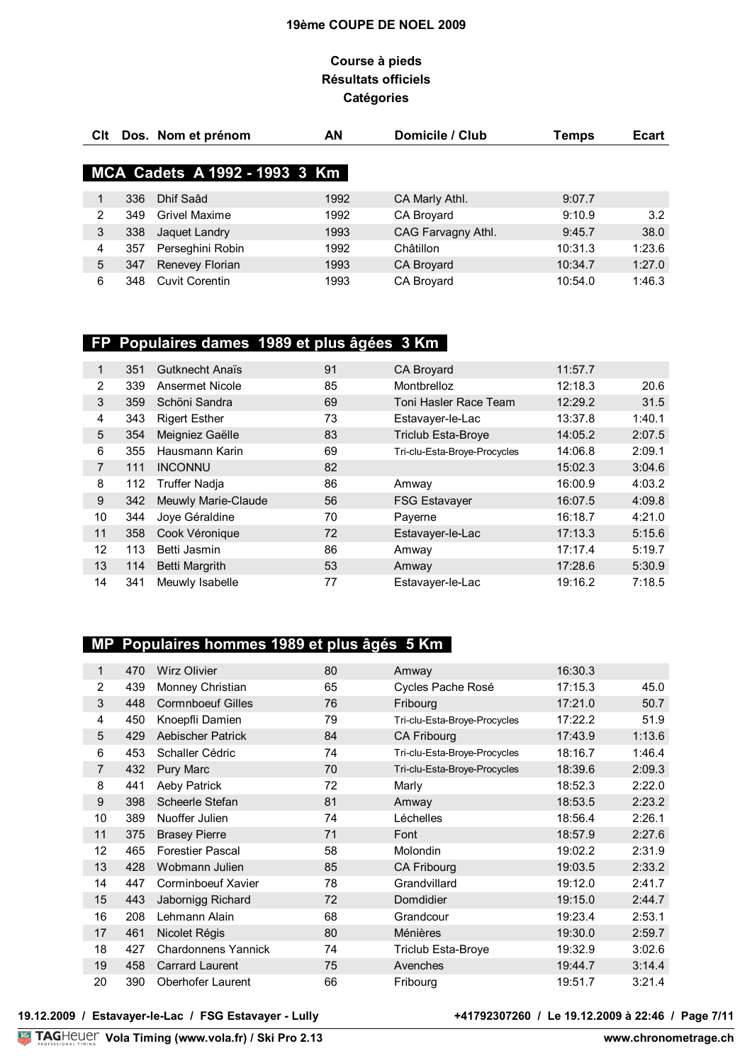# 19ème COUPE DE NOEL 2009

## Course à pieds
## Résultats officiels
## Catégories

### MCA Cadets A 1992 - 1993 3 Km

| Clt | Dos. | Nom et prénom | AN | Domicile / Club | Temps | Ecart |
|---|---|---|---|---|---|---|
| 1 | 336 | Dhif Saâd | 1992 | CA Marly Athl. | 9:07.7 | |
| 2 | 349 | Grivel Maxime | 1992 | CA Broyard | 9:10.9 | 3.2 |
| 3 | 338 | Jaquet Landry | 1993 | CAG Farvagny Athl. | 9:45.7 | 38.0 |
| 4 | 357 | Perseghini Robin | 1992 | Châtillon | 10:31.3 | 1:23.6 |
| 5 | 347 | Renevey Florian | 1993 | CA Broyard | 10:34.7 | 1:27.0 |
| 6 | 348 | Cuvit Corentin | 1993 | CA Broyard | 10:54.0 | 1:46.3 |

### FP Populaires dames 1989 et plus âgées 3 Km

| Clt | Dos. | Nom et prénom | AN | Domicile / Club | Temps | Ecart |
|---|---|---|---|---|---|---|
| 1 | 351 | Gutknecht Anaïs | 91 | CA Broyard | 11:57.7 | |
| 2 | 339 | Ansermet Nicole | 85 | Montbrelloz | 12:18.3 | 20.6 |
| 3 | 359 | Schöni Sandra | 69 | Toni Hasler Race Team | 12:29.2 | 31.5 |
| 4 | 343 | Rigert Esther | 73 | Estavayer-le-Lac | 13:37.8 | 1:40.1 |
| 5 | 354 | Meigniez Gaëlle | 83 | Triclub Esta-Broye | 14:05.2 | 2:07.5 |
| 6 | 355 | Hausmann Karin | 69 | Tri-clu-Esta-Broye-Procycles | 14:06.8 | 2:09.1 |
| 7 | 111 | INCONNU | 82 | | 15:02.3 | 3:04.6 |
| 8 | 112 | Truffer Nadja | 86 | Amway | 16:00.9 | 4:03.2 |
| 9 | 342 | Meuwly Marie-Claude | 56 | FSG Estavayer | 16:07.5 | 4:09.8 |
| 10 | 344 | Joye Géraldine | 70 | Payerne | 16:18.7 | 4:21.0 |
| 11 | 358 | Cook Véronique | 72 | Estavayer-le-Lac | 17:13.3 | 5:15.6 |
| 12 | 113 | Betti Jasmin | 86 | Amway | 17:17.4 | 5:19.7 |
| 13 | 114 | Betti Margrith | 53 | Amway | 17:28.6 | 5:30.9 |
| 14 | 341 | Meuwly Isabelle | 77 | Estavayer-le-Lac | 19:16.2 | 7:18.5 |

### MP Populaires hommes 1989 et plus âgés 5 Km

| Clt | Dos. | Nom et prénom | AN | Domicile / Club | Temps | Ecart |
|---|---|---|---|---|---|---|
| 1 | 470 | Wirz Olivier | 80 | Amway | 16:30.3 | |
| 2 | 439 | Monney Christian | 65 | Cycles Pache Rosé | 17:15.3 | 45.0 |
| 3 | 448 | Cormnboeuf Gilles | 76 | Fribourg | 17:21.0 | 50.7 |
| 4 | 450 | Knoepfli Damien | 79 | Tri-clu-Esta-Broye-Procycles | 17:22.2 | 51.9 |
| 5 | 429 | Aebischer Patrick | 84 | CA Fribourg | 17:43.9 | 1:13.6 |
| 6 | 453 | Schaller Cédric | 74 | Tri-clu-Esta-Broye-Procycles | 18:16.7 | 1:46.4 |
| 7 | 432 | Pury Marc | 70 | Tri-clu-Esta-Broye-Procycles | 18:39.6 | 2:09.3 |
| 8 | 441 | Aeby Patrick | 72 | Marly | 18:52.3 | 2:22.0 |
| 9 | 398 | Scheerle Stefan | 81 | Amway | 18:53.5 | 2:23.2 |
| 10 | 389 | Nuoffer Julien | 74 | Léchelles | 18:56.4 | 2:26.1 |
| 11 | 375 | Brasey Pierre | 71 | Font | 18:57.9 | 2:27.6 |
| 12 | 465 | Forestier Pascal | 58 | Molondin | 19:02.2 | 2:31.9 |
| 13 | 428 | Wobmann Julien | 85 | CA Fribourg | 19:03.5 | 2:33.2 |
| 14 | 447 | Corminboeuf Xavier | 78 | Grandvillard | 19:12.0 | 2:41.7 |
| 15 | 443 | Jabornigg Richard | 72 | Domdidier | 19:15.0 | 2:44.7 |
| 16 | 208 | Lehmann Alain | 68 | Grandcour | 19:23.4 | 2:53.1 |
| 17 | 461 | Nicolet Régis | 80 | Ménières | 19:30.0 | 2:59.7 |
| 18 | 427 | Chardonnens Yannick | 74 | Triclub Esta-Broye | 19:32.9 | 3:02.6 |
| 19 | 458 | Carrard Laurent | 75 | Avenches | 19:44.7 | 3:14.4 |
| 20 | 390 | Oberhofer Laurent | 66 | Fribourg | 19:51.7 | 3:21.4 |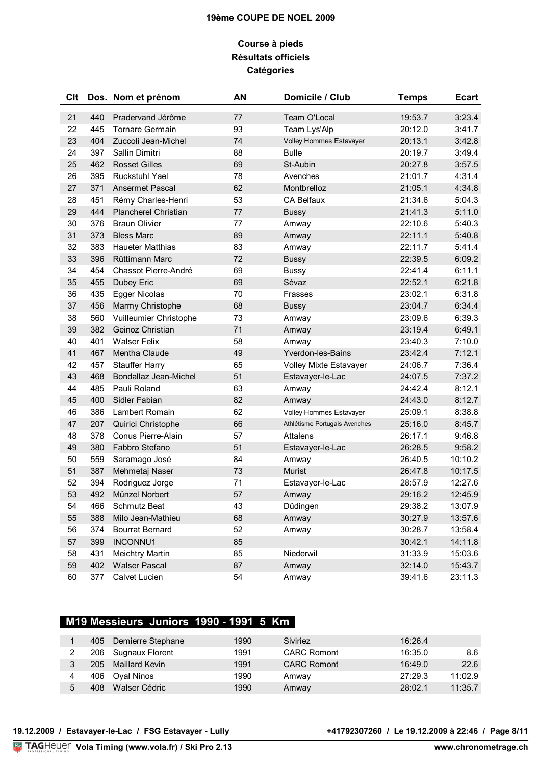# 19ème COUPE DE NOEL 2009

## Course à pieds
## Résultats officiels
## Catégories

| Clt | Dos. | Nom et prénom | AN | Domicile / Club | Temps | Ecart |
|---|---|---|---|---|---|---|
| 21 | 440 | Pradervand Jérôme | 77 | Team O'Local | 19:53.7 | 3:23.4 |
| 22 | 445 | Tornare Germain | 93 | Team Lys'Alp | 20:12.0 | 3:41.7 |
| 23 | 404 | Zuccoli Jean-Michel | 74 | Volley Hommes Estavayer | 20:13.1 | 3:42.8 |
| 24 | 397 | Sallin Dimitri | 88 | Bulle | 20:19.7 | 3:49.4 |
| 25 | 462 | Rosset Gilles | 69 | St-Aubin | 20:27.8 | 3:57.5 |
| 26 | 395 | Ruckstuhl Yael | 78 | Avenches | 21:01.7 | 4:31.4 |
| 27 | 371 | Ansermet Pascal | 62 | Montbrelloz | 21:05.1 | 4:34.8 |
| 28 | 451 | Rémy Charles-Henri | 53 | CA Belfaux | 21:34.6 | 5:04.3 |
| 29 | 444 | Plancherel Christian | 77 | Bussy | 21:41.3 | 5:11.0 |
| 30 | 376 | Braun Olivier | 77 | Amway | 22:10.6 | 5:40.3 |
| 31 | 373 | Bless Marc | 89 | Amway | 22:11.1 | 5:40.8 |
| 32 | 383 | Haueter Matthias | 83 | Amway | 22:11.7 | 5:41.4 |
| 33 | 396 | Rüttimann Marc | 72 | Bussy | 22:39.5 | 6:09.2 |
| 34 | 454 | Chassot Pierre-André | 69 | Bussy | 22:41.4 | 6:11.1 |
| 35 | 455 | Dubey Eric | 69 | Sévaz | 22:52.1 | 6:21.8 |
| 36 | 435 | Egger Nicolas | 70 | Frasses | 23:02.1 | 6:31.8 |
| 37 | 456 | Marmy Christophe | 68 | Bussy | 23:04.7 | 6:34.4 |
| 38 | 560 | Vuilleumier Christophe | 73 | Amway | 23:09.6 | 6:39.3 |
| 39 | 382 | Geinoz Christian | 71 | Amway | 23:19.4 | 6:49.1 |
| 40 | 401 | Walser Felix | 58 | Amway | 23:40.3 | 7:10.0 |
| 41 | 467 | Mentha Claude | 49 | Yverdon-les-Bains | 23:42.4 | 7:12.1 |
| 42 | 457 | Stauffer Harry | 65 | Volley Mixte Estavayer | 24:06.7 | 7:36.4 |
| 43 | 468 | Bondallaz Jean-Michel | 51 | Estavayer-le-Lac | 24:07.5 | 7:37.2 |
| 44 | 485 | Pauli Roland | 63 | Amway | 24:42.4 | 8:12.1 |
| 45 | 400 | Sidler Fabian | 82 | Amway | 24:43.0 | 8:12.7 |
| 46 | 386 | Lambert Romain | 62 | Volley Hommes Estavayer | 25:09.1 | 8:38.8 |
| 47 | 207 | Quirici Christophe | 66 | Athlétisme Portugais Avenches | 25:16.0 | 8:45.7 |
| 48 | 378 | Conus Pierre-Alain | 57 | Attalens | 26:17.1 | 9:46.8 |
| 49 | 380 | Fabbro Stefano | 51 | Estavayer-le-Lac | 26:28.5 | 9:58.2 |
| 50 | 559 | Saramago José | 84 | Amway | 26:40.5 | 10:10.2 |
| 51 | 387 | Mehmetaj Naser | 73 | Murist | 26:47.8 | 10:17.5 |
| 52 | 394 | Rodriguez Jorge | 71 | Estavayer-le-Lac | 28:57.9 | 12:27.6 |
| 53 | 492 | Münzel Norbert | 57 | Amway | 29:16.2 | 12:45.9 |
| 54 | 466 | Schmutz Beat | 43 | Düdingen | 29:38.2 | 13:07.9 |
| 55 | 388 | Milo Jean-Mathieu | 68 | Amway | 30:27.9 | 13:57.6 |
| 56 | 374 | Bourrat Bernard | 52 | Amway | 30:28.7 | 13:58.4 |
| 57 | 399 | INCONNU1 | 85 | | 30:42.1 | 14:11.8 |
| 58 | 431 | Meichtry Martin | 85 | Niederwil | 31:33.9 | 15:03.6 |
| 59 | 402 | Walser Pascal | 87 | Amway | 32:14.0 | 15:43.7 |
| 60 | 377 | Calvet Lucien | 54 | Amway | 39:41.6 | 23:11.3 |

## M19 Messieurs Juniors 1990 - 1991 5 Km

| Clt | Dos. | Nom et prénom | AN | Domicile / Club | Temps | Ecart |
|---|---|---|---|---|---|---|
| 1 | 405 | Demierre Stephane | 1990 | Siviriez | 16:26.4 | |
| 2 | 206 | Sugnaux Florent | 1991 | CARC Romont | 16:35.0 | 8.6 |
| 3 | 205 | Maillard Kevin | 1991 | CARC Romont | 16:49.0 | 22.6 |
| 4 | 406 | Oyal Ninos | 1990 | Amway | 27:29.3 | 11:02.9 |
| 5 | 408 | Walser Cédric | 1990 | Amway | 28:02.1 | 11:35.7 |

19.12.2009 / Estavayer-le-Lac / FSG Estavayer - Lully

+41792307260 / Le 19.12.2009 à 22:46

TAGHeuer Vola Timing (www.vola.fr) / Ski Pro 2.13

www.chronometrage.ch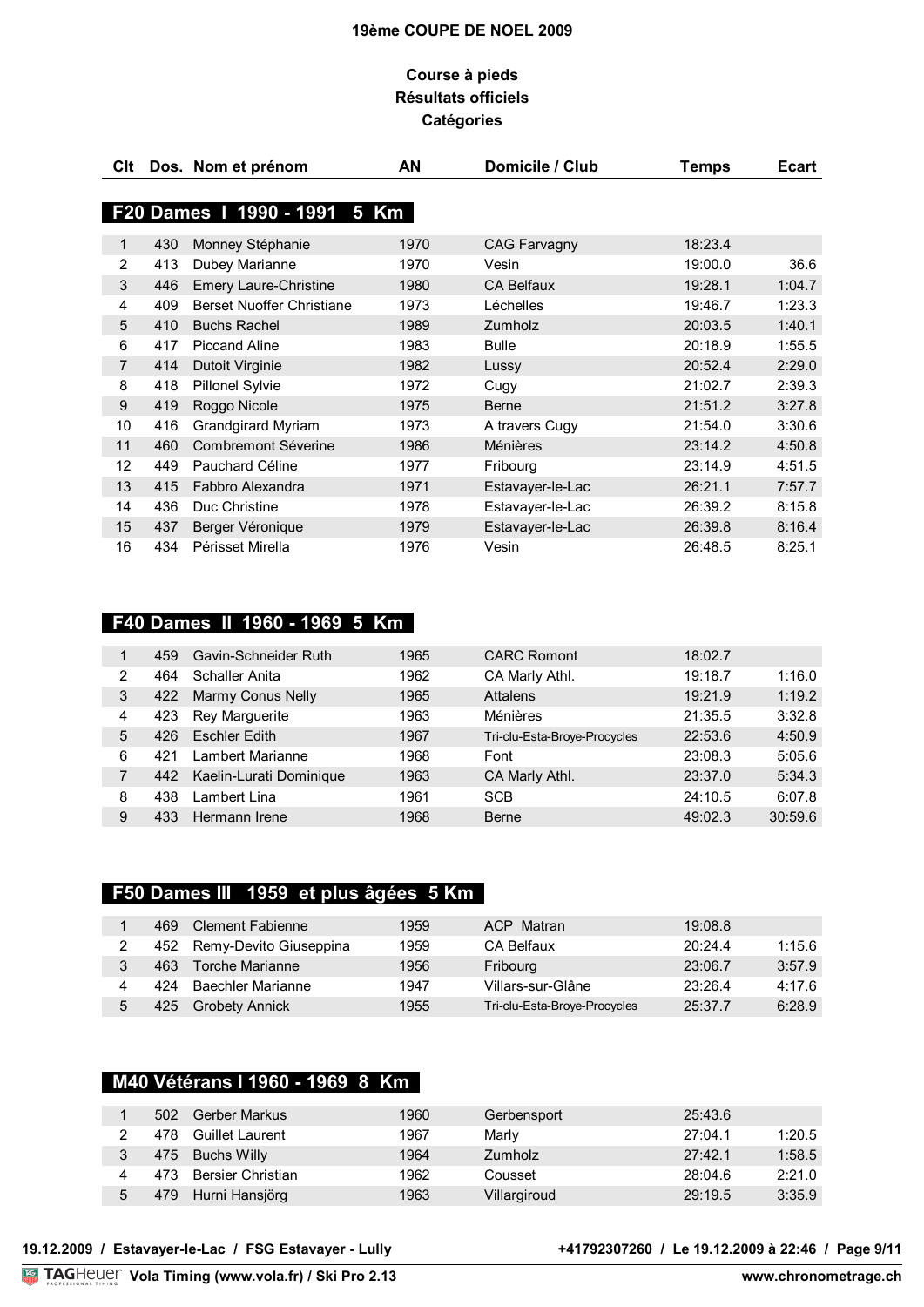# 19ème COUPE DE NOEL 2009

## Course à pieds
## Résultats officiels
## Catégories

### F20 Dames I 1990 - 1991 5 Km

| Clt | Dos. | Nom et prénom | AN | Domicile / Club | Temps | Ecart |
|---|---|---|---|---|---|---|
| 1 | 430 | Monney Stéphanie | 1970 | CAG Farvagny | 18:23.4 | |
| 2 | 413 | Dubey Marianne | 1970 | Vesin | 19:00.0 | 36.6 |
| 3 | 446 | Emery Laure-Christine | 1980 | CA Belfaux | 19:28.1 | 1:04.7 |
| 4 | 409 | Berset Nuoffer Christiane | 1973 | Léchelles | 19:46.7 | 1:23.3 |
| 5 | 410 | Buchs Rachel | 1989 | Zumholz | 20:03.5 | 1:40.1 |
| 6 | 417 | Piccand Aline | 1983 | Bulle | 20:18.9 | 1:55.5 |
| 7 | 414 | Dutoit Virginie | 1982 | Lussy | 20:52.4 | 2:29.0 |
| 8 | 418 | Pillonel Sylvie | 1972 | Cugy | 21:02.7 | 2:39.3 |
| 9 | 419 | Roggo Nicole | 1975 | Berne | 21:51.2 | 3:27.8 |
| 10 | 416 | Grandgirard Myriam | 1973 | A travers Cugy | 21:54.0 | 3:30.6 |
| 11 | 460 | Combremont Séverine | 1986 | Ménières | 23:14.2 | 4:50.8 |
| 12 | 449 | Pauchard Céline | 1977 | Fribourg | 23:14.9 | 4:51.5 |
| 13 | 415 | Fabbro Alexandra | 1971 | Estavayer-le-Lac | 26:21.1 | 7:57.7 |
| 14 | 436 | Duc Christine | 1978 | Estavayer-le-Lac | 26:39.2 | 8:15.8 |
| 15 | 437 | Berger Véronique | 1979 | Estavayer-le-Lac | 26:39.8 | 8:16.4 |
| 16 | 434 | Périsset Mirella | 1976 | Vesin | 26:48.5 | 8:25.1 |

### F40 Dames II 1960 - 1969 5 Km

| Clt | Dos. | Nom et prénom | AN | Domicile / Club | Temps | Ecart |
|---|---|---|---|---|---|---|
| 1 | 459 | Gavin-Schneider Ruth | 1965 | CARC Romont | 18:02.7 | |
| 2 | 464 | Schaller Anita | 1962 | CA Marly Athl. | 19:18.7 | 1:16.0 |
| 3 | 422 | Marmy Conus Nelly | 1965 | Attalens | 19:21.9 | 1:19.2 |
| 4 | 423 | Rey Marguerite | 1963 | Ménières | 21:35.5 | 3:32.8 |
| 5 | 426 | Eschler Edith | 1967 | Tri-clu-Esta-Broye-Procycles | 22:53.6 | 4:50.9 |
| 6 | 421 | Lambert Marianne | 1968 | Font | 23:08.3 | 5:05.6 |
| 7 | 442 | Kaelin-Lurati Dominique | 1963 | CA Marly Athl. | 23:37.0 | 5:34.3 |
| 8 | 438 | Lambert Lina | 1961 | SCB | 24:10.5 | 6:07.8 |
| 9 | 433 | Hermann Irene | 1968 | Berne | 49:02.3 | 30:59.6 |

### F50 Dames III 1959 et plus âgées 5 Km

| Clt | Dos. | Nom et prénom | AN | Domicile / Club | Temps | Ecart |
|---|---|---|---|---|---|---|
| 1 | 469 | Clement Fabienne | 1959 | ACP Matran | 19:08.8 | |
| 2 | 452 | Remy-Devito Giuseppina | 1959 | CA Belfaux | 20:24.4 | 1:15.6 |
| 3 | 463 | Torche Marianne | 1956 | Fribourg | 23:06.7 | 3:57.9 |
| 4 | 424 | Baechler Marianne | 1947 | Villars-sur-Glâne | 23:26.4 | 4:17.6 |
| 5 | 425 | Grobety Annick | 1955 | Tri-clu-Esta-Broye-Procycles | 25:37.7 | 6:28.9 |

### M40 Vétérans I 1960 - 1969 8 Km

| Clt | Dos. | Nom et prénom | AN | Domicile / Club | Temps | Ecart |
|---|---|---|---|---|---|---|
| 1 | 502 | Gerber Markus | 1960 | Gerbensport | 25:43.6 | |
| 2 | 478 | Guillet Laurent | 1967 | Marly | 27:04.1 | 1:20.5 |
| 3 | 475 | Buchs Willy | 1964 | Zumholz | 27:42.1 | 1:58.5 |
| 4 | 473 | Bersier Christian | 1962 | Cousset | 28:04.6 | 2:21.0 |
| 5 | 479 | Hurni Hansjörg | 1963 | Villargiroud | 29:19.5 | 3:35.9 |

19.12.2009 / Estavayer-le-Lac / FSG Estavayer - Lully — +41792307260 / Le 19.12.2009 à 22:46

TAGHeuer Vola Timing (www.vola.fr) / Ski Pro 2.13 — www.chronometrage.ch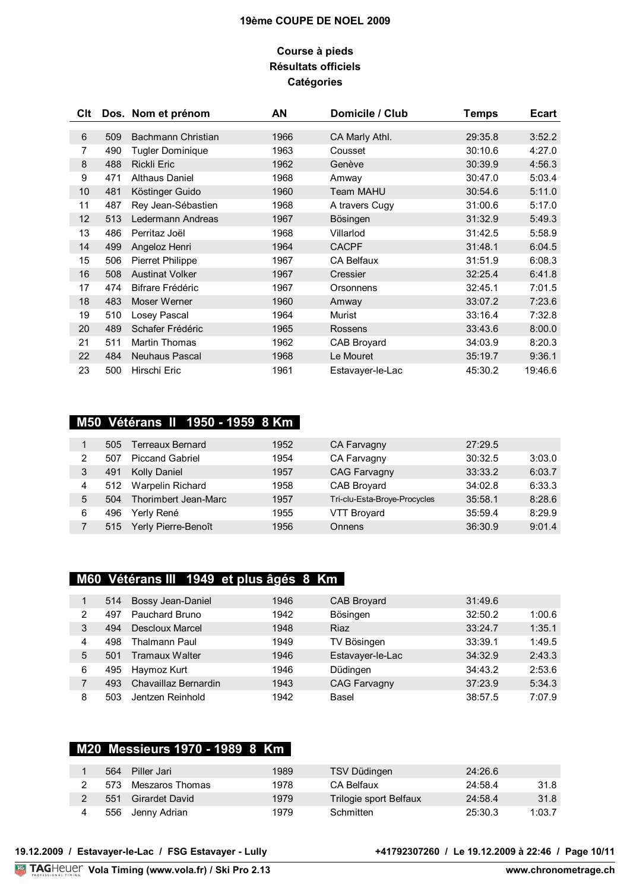# 19ème COUPE DE NOEL 2009

## Course à pieds
## Résultats officiels
## Catégories

| Clt | Dos. | Nom et prénom | AN | Domicile / Club | Temps | Ecart |
|---|---|---|---|---|---|---|
| 6 | 509 | Bachmann Christian | 1966 | CA Marly Athl. | 29:35.8 | 3:52.2 |
| 7 | 490 | Tugler Dominique | 1963 | Cousset | 30:10.6 | 4:27.0 |
| 8 | 488 | Rickli Eric | 1962 | Genève | 30:39.9 | 4:56.3 |
| 9 | 471 | Althaus Daniel | 1968 | Amway | 30:47.0 | 5:03.4 |
| 10 | 481 | Köstinger Guido | 1960 | Team MAHU | 30:54.6 | 5:11.0 |
| 11 | 487 | Rey Jean-Sébastien | 1968 | A travers Cugy | 31:00.6 | 5:17.0 |
| 12 | 513 | Ledermann Andreas | 1967 | Bösingen | 31:32.9 | 5:49.3 |
| 13 | 486 | Perritaz Joël | 1968 | Villarlod | 31:42.5 | 5:58.9 |
| 14 | 499 | Angeloz Henri | 1964 | CACPF | 31:48.1 | 6:04.5 |
| 15 | 506 | Pierret Philippe | 1967 | CA Belfaux | 31:51.9 | 6:08.3 |
| 16 | 508 | Austinat Volker | 1967 | Cressier | 32:25.4 | 6:41.8 |
| 17 | 474 | Bifrare Frédéric | 1967 | Orsonnens | 32:45.1 | 7:01.5 |
| 18 | 483 | Moser Werner | 1960 | Amway | 33:07.2 | 7:23.6 |
| 19 | 510 | Losey Pascal | 1964 | Murist | 33:16.4 | 7:32.8 |
| 20 | 489 | Schafer Frédéric | 1965 | Rossens | 33:43.6 | 8:00.0 |
| 21 | 511 | Martin Thomas | 1962 | CAB Broyard | 34:03.9 | 8:20.3 |
| 22 | 484 | Neuhaus Pascal | 1968 | Le Mouret | 35:19.7 | 9:36.1 |
| 23 | 500 | Hirschi Eric | 1961 | Estavayer-le-Lac | 45:30.2 | 19:46.6 |

### M50 Vétérans II 1950 - 1959 8 Km

| Clt | Dos. | Nom et prénom | AN | Domicile / Club | Temps | Ecart |
|---|---|---|---|---|---|---|
| 1 | 505 | Terreaux Bernard | 1952 | CA Farvagny | 27:29.5 | |
| 2 | 507 | Piccand Gabriel | 1954 | CA Farvagny | 30:32.5 | 3:03.0 |
| 3 | 491 | Kolly Daniel | 1957 | CAG Farvagny | 33:33.2 | 6:03.7 |
| 4 | 512 | Warpelin Richard | 1958 | CAB Broyard | 34:02.8 | 6:33.3 |
| 5 | 504 | Thorimbert Jean-Marc | 1957 | Tri-clu-Esta-Broye-Procycles | 35:58.1 | 8:28.6 |
| 6 | 496 | Yerly René | 1955 | VTT Broyard | 35:59.4 | 8:29.9 |
| 7 | 515 | Yerly Pierre-Benoît | 1956 | Onnens | 36:30.9 | 9:01.4 |

### M60 Vétérans III 1949 et plus âgés 8 Km

| Clt | Dos. | Nom et prénom | AN | Domicile / Club | Temps | Ecart |
|---|---|---|---|---|---|---|
| 1 | 514 | Bossy Jean-Daniel | 1946 | CAB Broyard | 31:49.6 | |
| 2 | 497 | Pauchard Bruno | 1942 | Bösingen | 32:50.2 | 1:00.6 |
| 3 | 494 | Descloux Marcel | 1948 | Riaz | 33:24.7 | 1:35.1 |
| 4 | 498 | Thalmann Paul | 1949 | TV Bösingen | 33:39.1 | 1:49.5 |
| 5 | 501 | Tramaux Walter | 1946 | Estavayer-le-Lac | 34:32.9 | 2:43.3 |
| 6 | 495 | Haymoz Kurt | 1946 | Düdingen | 34:43.2 | 2:53.6 |
| 7 | 493 | Chavaillaz Bernardin | 1943 | CAG Farvagny | 37:23.9 | 5:34.3 |
| 8 | 503 | Jentzen Reinhold | 1942 | Basel | 38:57.5 | 7:07.9 |

### M20 Messieurs 1970 - 1989 8 Km

| Clt | Dos. | Nom et prénom | AN | Domicile / Club | Temps | Ecart |
|---|---|---|---|---|---|---|
| 1 | 564 | Piller Jari | 1989 | TSV Düdingen | 24:26.6 | |
| 2 | 573 | Meszaros Thomas | 1978 | CA Belfaux | 24:58.4 | 31.8 |
| 2 | 551 | Girardet David | 1979 | Trilogie sport Belfaux | 24:58.4 | 31.8 |
| 4 | 556 | Jenny Adrian | 1979 | Schmitten | 25:30.3 | 1:03.7 |

19.12.2009 / Estavayer-le-Lac / FSG Estavayer - Lully — +41792307260 / Le 19.12.2009 à 22:46

TAGHeuer Vola Timing (www.vola.fr) / Ski Pro 2.13 — www.chronometrage.ch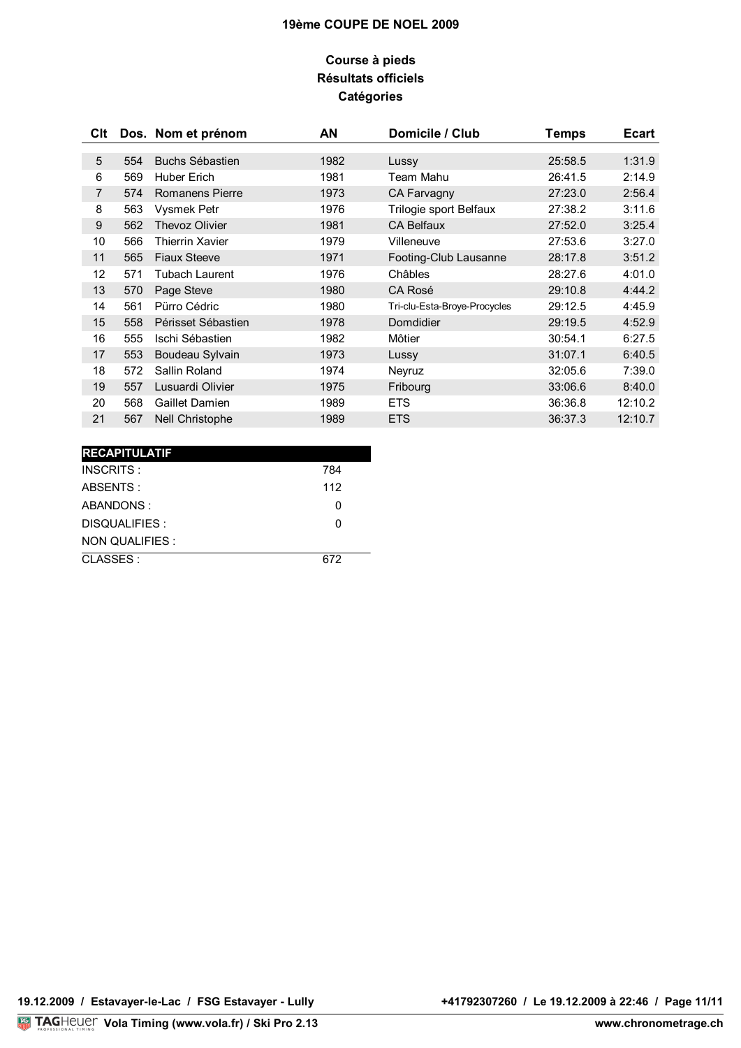**19ème COUPE DE NOEL 2009**

**Course à pieds**
**Résultats officiels**
**Catégories**

| Clt | Dos. | Nom et prénom | AN | Domicile / Club | Temps | Ecart |
|---|---|---|---|---|---|---|
| 5 | 554 | Buchs Sébastien | 1982 | Lussy | 25:58.5 | 1:31.9 |
| 6 | 569 | Huber Erich | 1981 | Team Mahu | 26:41.5 | 2:14.9 |
| 7 | 574 | Romanens Pierre | 1973 | CA Farvagny | 27:23.0 | 2:56.4 |
| 8 | 563 | Vysmek Petr | 1976 | Trilogie sport Belfaux | 27:38.2 | 3:11.6 |
| 9 | 562 | Thevoz Olivier | 1981 | CA Belfaux | 27:52.0 | 3:25.4 |
| 10 | 566 | Thierrin Xavier | 1979 | Villeneuve | 27:53.6 | 3:27.0 |
| 11 | 565 | Fiaux Steeve | 1971 | Footing-Club Lausanne | 28:17.8 | 3:51.2 |
| 12 | 571 | Tubach Laurent | 1976 | Châbles | 28:27.6 | 4:01.0 |
| 13 | 570 | Page Steve | 1980 | CA Rosé | 29:10.8 | 4:44.2 |
| 14 | 561 | Pürro Cédric | 1980 | Tri-clu-Esta-Broye-Procycles | 29:12.5 | 4:45.9 |
| 15 | 558 | Périsset Sébastien | 1978 | Domdidier | 29:19.5 | 4:52.9 |
| 16 | 555 | Ischi Sébastien | 1982 | Môtier | 30:54.1 | 6:27.5 |
| 17 | 553 | Boudeau Sylvain | 1973 | Lussy | 31:07.1 | 6:40.5 |
| 18 | 572 | Sallin Roland | 1974 | Neyruz | 32:05.6 | 7:39.0 |
| 19 | 557 | Lusuardi Olivier | 1975 | Fribourg | 33:06.6 | 8:40.0 |
| 20 | 568 | Gaillet Damien | 1989 | ETS | 36:36.8 | 12:10.2 |
| 21 | 567 | Nell Christophe | 1989 | ETS | 36:37.3 | 12:10.7 |

| RECAPITULATIF | |
|---|---|
| INSCRITS : | 784 |
| ABSENTS : | 112 |
| ABANDONS : | 0 |
| DISQUALIFIES : | 0 |
| NON QUALIFIES : | |
| CLASSES : | 672 |

19.12.2009 / Estavayer-le-Lac / FSG Estavayer - Lully

+41792307260 / Le 19.12.2009 à 22:46

TAGHeuer Vola Timing (www.vola.fr) / Ski Pro 2.13

www.chronometrage.ch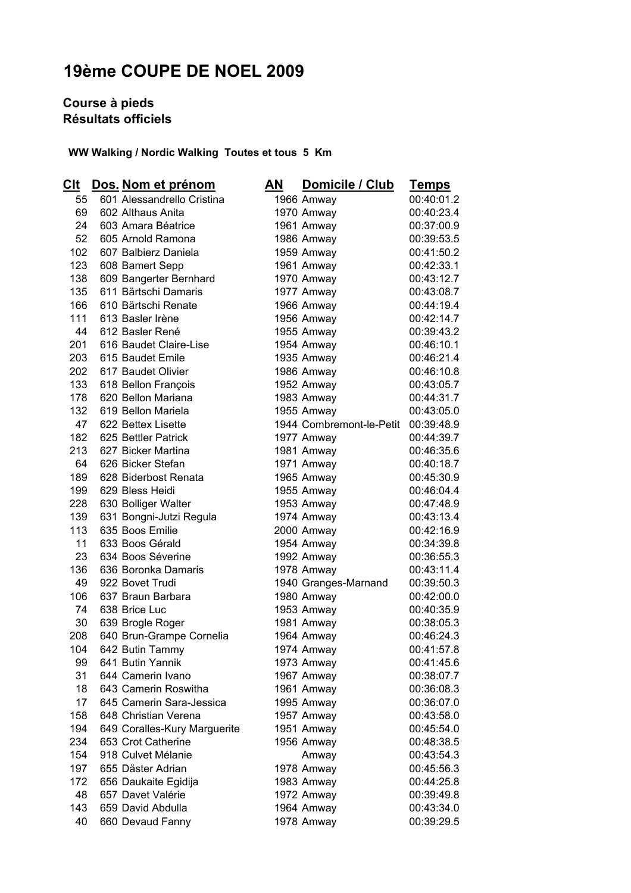# 19ème COUPE DE NOEL 2009

## Course à pieds
## Résultats officiels

**WW Walking / Nordic Walking Toutes et tous 5 Km**

| Clt | Dos. | Nom et prénom | AN | Domicile / Club | Temps |
|---|---|---|---|---|---|
| 55 | 601 | Alessandrello Cristina | 1966 | Amway | 00:40:01.2 |
| 69 | 602 | Althaus Anita | 1970 | Amway | 00:40:23.4 |
| 24 | 603 | Amara Béatrice | 1961 | Amway | 00:37:00.9 |
| 52 | 605 | Arnold Ramona | 1986 | Amway | 00:39:53.5 |
| 102 | 607 | Balbierz Daniela | 1959 | Amway | 00:41:50.2 |
| 123 | 608 | Bamert Sepp | 1961 | Amway | 00:42:33.1 |
| 138 | 609 | Bangerter Bernhard | 1970 | Amway | 00:43:12.7 |
| 135 | 611 | Bärtschi Damaris | 1977 | Amway | 00:43:08.7 |
| 166 | 610 | Bärtschi Renate | 1966 | Amway | 00:44:19.4 |
| 111 | 613 | Basler Irène | 1956 | Amway | 00:42:14.7 |
| 44 | 612 | Basler René | 1955 | Amway | 00:39:43.2 |
| 201 | 616 | Baudet Claire-Lise | 1954 | Amway | 00:46:10.1 |
| 203 | 615 | Baudet Emile | 1935 | Amway | 00:46:21.4 |
| 202 | 617 | Baudet Olivier | 1986 | Amway | 00:46:10.8 |
| 133 | 618 | Bellon François | 1952 | Amway | 00:43:05.7 |
| 178 | 620 | Bellon Mariana | 1983 | Amway | 00:44:31.7 |
| 132 | 619 | Bellon Mariela | 1955 | Amway | 00:43:05.0 |
| 47 | 622 | Bettex Lisette | 1944 | Combremont-le-Petit | 00:39:48.9 |
| 182 | 625 | Bettler Patrick | 1977 | Amway | 00:44:39.7 |
| 213 | 627 | Bicker Martina | 1981 | Amway | 00:46:35.6 |
| 64 | 626 | Bicker Stefan | 1971 | Amway | 00:40:18.7 |
| 189 | 628 | Biderbost Renata | 1965 | Amway | 00:45:30.9 |
| 199 | 629 | Bless Heidi | 1955 | Amway | 00:46:04.4 |
| 228 | 630 | Bolliger Walter | 1953 | Amway | 00:47:48.9 |
| 139 | 631 | Bongni-Jutzi Regula | 1974 | Amway | 00:43:13.4 |
| 113 | 635 | Boos Emilie | 2000 | Amway | 00:42:16.9 |
| 11 | 633 | Boos Gérald | 1954 | Amway | 00:34:39.8 |
| 23 | 634 | Boos Séverine | 1992 | Amway | 00:36:55.3 |
| 136 | 636 | Boronka Damaris | 1978 | Amway | 00:43:11.4 |
| 49 | 922 | Bovet Trudi | 1940 | Granges-Marnand | 00:39:50.3 |
| 106 | 637 | Braun Barbara | 1980 | Amway | 00:42:00.0 |
| 74 | 638 | Brice Luc | 1953 | Amway | 00:40:35.9 |
| 30 | 639 | Brogle Roger | 1981 | Amway | 00:38:05.3 |
| 208 | 640 | Brun-Grampe Cornelia | 1964 | Amway | 00:46:24.3 |
| 104 | 642 | Butin Tammy | 1974 | Amway | 00:41:57.8 |
| 99 | 641 | Butin Yannik | 1973 | Amway | 00:41:45.6 |
| 31 | 644 | Camerin Ivano | 1967 | Amway | 00:38:07.7 |
| 18 | 643 | Camerin Roswitha | 1961 | Amway | 00:36:08.3 |
| 17 | 645 | Camerin Sara-Jessica | 1995 | Amway | 00:36:07.0 |
| 158 | 648 | Christian Verena | 1957 | Amway | 00:43:58.0 |
| 194 | 649 | Coralles-Kury Marguerite | 1951 | Amway | 00:45:54.0 |
| 234 | 653 | Crot Catherine | 1956 | Amway | 00:48:38.5 |
| 154 | 918 | Culvet Mélanie | | Amway | 00:43:54.3 |
| 197 | 655 | Däster Adrian | 1978 | Amway | 00:45:56.3 |
| 172 | 656 | Daukaite Egidija | 1983 | Amway | 00:44:25.8 |
| 48 | 657 | Davet Valérie | 1972 | Amway | 00:39:49.8 |
| 143 | 659 | David Abdulla | 1964 | Amway | 00:43:34.0 |
| 40 | 660 | Devaud Fanny | 1978 | Amway | 00:39:29.5 |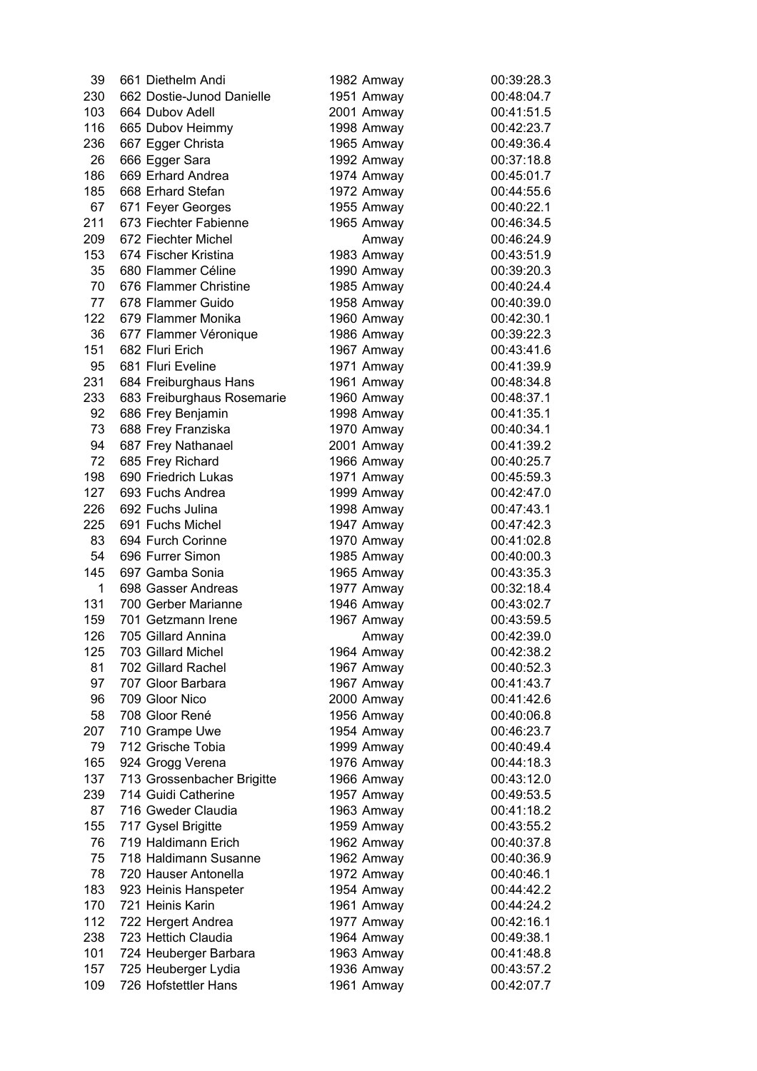| | | | | | |
|---|---|---|---|---|---|
| 39 | 661 | Diethelm Andi | 1982 | Amway | 00:39:28.3 |
| 230 | 662 | Dostie-Junod Danielle | 1951 | Amway | 00:48:04.7 |
| 103 | 664 | Dubov Adell | 2001 | Amway | 00:41:51.5 |
| 116 | 665 | Dubov Heimmy | 1998 | Amway | 00:42:23.7 |
| 236 | 667 | Egger Christa | 1965 | Amway | 00:49:36.4 |
| 26 | 666 | Egger Sara | 1992 | Amway | 00:37:18.8 |
| 186 | 669 | Erhard Andrea | 1974 | Amway | 00:45:01.7 |
| 185 | 668 | Erhard Stefan | 1972 | Amway | 00:44:55.6 |
| 67 | 671 | Feyer Georges | 1955 | Amway | 00:40:22.1 |
| 211 | 673 | Fiechter Fabienne | 1965 | Amway | 00:46:34.5 |
| 209 | 672 | Fiechter Michel | | Amway | 00:46:24.9 |
| 153 | 674 | Fischer Kristina | 1983 | Amway | 00:43:51.9 |
| 35 | 680 | Flammer Céline | 1990 | Amway | 00:39:20.3 |
| 70 | 676 | Flammer Christine | 1985 | Amway | 00:40:24.4 |
| 77 | 678 | Flammer Guido | 1958 | Amway | 00:40:39.0 |
| 122 | 679 | Flammer Monika | 1960 | Amway | 00:42:30.1 |
| 36 | 677 | Flammer Véronique | 1986 | Amway | 00:39:22.3 |
| 151 | 682 | Fluri Erich | 1967 | Amway | 00:43:41.6 |
| 95 | 681 | Fluri Eveline | 1971 | Amway | 00:41:39.9 |
| 231 | 684 | Freiburghaus Hans | 1961 | Amway | 00:48:34.8 |
| 233 | 683 | Freiburghaus Rosemarie | 1960 | Amway | 00:48:37.1 |
| 92 | 686 | Frey Benjamin | 1998 | Amway | 00:41:35.1 |
| 73 | 688 | Frey Franziska | 1970 | Amway | 00:40:34.1 |
| 94 | 687 | Frey Nathanael | 2001 | Amway | 00:41:39.2 |
| 72 | 685 | Frey Richard | 1966 | Amway | 00:40:25.7 |
| 198 | 690 | Friedrich Lukas | 1971 | Amway | 00:45:59.3 |
| 127 | 693 | Fuchs Andrea | 1999 | Amway | 00:42:47.0 |
| 226 | 692 | Fuchs Julina | 1998 | Amway | 00:47:43.1 |
| 225 | 691 | Fuchs Michel | 1947 | Amway | 00:47:42.3 |
| 83 | 694 | Furch Corinne | 1970 | Amway | 00:41:02.8 |
| 54 | 696 | Furrer Simon | 1985 | Amway | 00:40:00.3 |
| 145 | 697 | Gamba Sonia | 1965 | Amway | 00:43:35.3 |
| 1 | 698 | Gasser Andreas | 1977 | Amway | 00:32:18.4 |
| 131 | 700 | Gerber Marianne | 1946 | Amway | 00:43:02.7 |
| 159 | 701 | Getzmann Irene | 1967 | Amway | 00:43:59.5 |
| 126 | 705 | Gillard Annina | | Amway | 00:42:39.0 |
| 125 | 703 | Gillard Michel | 1964 | Amway | 00:42:38.2 |
| 81 | 702 | Gillard Rachel | 1967 | Amway | 00:40:52.3 |
| 97 | 707 | Gloor Barbara | 1967 | Amway | 00:41:43.7 |
| 96 | 709 | Gloor Nico | 2000 | Amway | 00:41:42.6 |
| 58 | 708 | Gloor René | 1956 | Amway | 00:40:06.8 |
| 207 | 710 | Grampe Uwe | 1954 | Amway | 00:46:23.7 |
| 79 | 712 | Grische Tobia | 1999 | Amway | 00:40:49.4 |
| 165 | 924 | Grogg Verena | 1976 | Amway | 00:44:18.3 |
| 137 | 713 | Grossenbacher Brigitte | 1966 | Amway | 00:43:12.0 |
| 239 | 714 | Guidi Catherine | 1957 | Amway | 00:49:53.5 |
| 87 | 716 | Gweder Claudia | 1963 | Amway | 00:41:18.2 |
| 155 | 717 | Gysel Brigitte | 1959 | Amway | 00:43:55.2 |
| 76 | 719 | Haldimann Erich | 1962 | Amway | 00:40:37.8 |
| 75 | 718 | Haldimann Susanne | 1962 | Amway | 00:40:36.9 |
| 78 | 720 | Hauser Antonella | 1972 | Amway | 00:40:46.1 |
| 183 | 923 | Heinis Hanspeter | 1954 | Amway | 00:44:42.2 |
| 170 | 721 | Heinis Karin | 1961 | Amway | 00:44:24.2 |
| 112 | 722 | Hergert Andrea | 1977 | Amway | 00:42:16.1 |
| 238 | 723 | Hettich Claudia | 1964 | Amway | 00:49:38.1 |
| 101 | 724 | Heuberger Barbara | 1963 | Amway | 00:41:48.8 |
| 157 | 725 | Heuberger Lydia | 1936 | Amway | 00:43:57.2 |
| 109 | 726 | Hofstettler Hans | 1961 | Amway | 00:42:07.7 |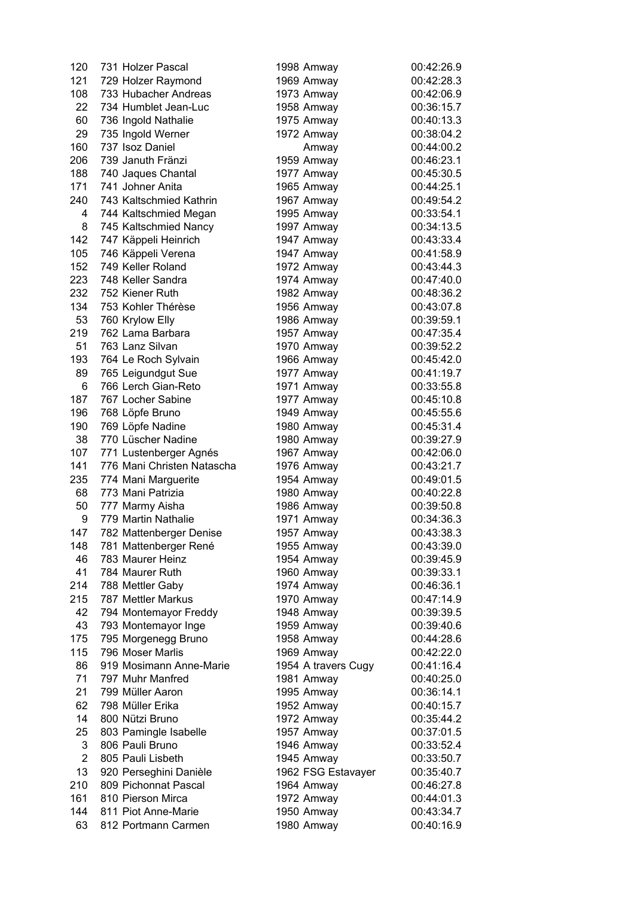| | | | | | |
|---|---|---|---|---|---|
| 120 | 731 | Holzer Pascal | 1998 | Amway | 00:42:26.9 |
| 121 | 729 | Holzer Raymond | 1969 | Amway | 00:42:28.3 |
| 108 | 733 | Hubacher Andreas | 1973 | Amway | 00:42:06.9 |
| 22 | 734 | Humblet Jean-Luc | 1958 | Amway | 00:36:15.7 |
| 60 | 736 | Ingold Nathalie | 1975 | Amway | 00:40:13.3 |
| 29 | 735 | Ingold Werner | 1972 | Amway | 00:38:04.2 |
| 160 | 737 | Isoz Daniel | | Amway | 00:44:00.2 |
| 206 | 739 | Januth Fränzi | 1959 | Amway | 00:46:23.1 |
| 188 | 740 | Jaques Chantal | 1977 | Amway | 00:45:30.5 |
| 171 | 741 | Johner Anita | 1965 | Amway | 00:44:25.1 |
| 240 | 743 | Kaltschmied Kathrin | 1967 | Amway | 00:49:54.2 |
| 4 | 744 | Kaltschmied Megan | 1995 | Amway | 00:33:54.1 |
| 8 | 745 | Kaltschmied Nancy | 1997 | Amway | 00:34:13.5 |
| 142 | 747 | Käppeli Heinrich | 1947 | Amway | 00:43:33.4 |
| 105 | 746 | Käppeli Verena | 1947 | Amway | 00:41:58.9 |
| 152 | 749 | Keller Roland | 1972 | Amway | 00:43:44.3 |
| 223 | 748 | Keller Sandra | 1974 | Amway | 00:47:40.0 |
| 232 | 752 | Kiener Ruth | 1982 | Amway | 00:48:36.2 |
| 134 | 753 | Kohler Thérèse | 1956 | Amway | 00:43:07.8 |
| 53 | 760 | Krylow Elly | 1986 | Amway | 00:39:59.1 |
| 219 | 762 | Lama Barbara | 1957 | Amway | 00:47:35.4 |
| 51 | 763 | Lanz Silvan | 1970 | Amway | 00:39:52.2 |
| 193 | 764 | Le Roch Sylvain | 1966 | Amway | 00:45:42.0 |
| 89 | 765 | Leigundgut Sue | 1977 | Amway | 00:41:19.7 |
| 6 | 766 | Lerch Gian-Reto | 1971 | Amway | 00:33:55.8 |
| 187 | 767 | Locher Sabine | 1977 | Amway | 00:45:10.8 |
| 196 | 768 | Löpfe Bruno | 1949 | Amway | 00:45:55.6 |
| 190 | 769 | Löpfe Nadine | 1980 | Amway | 00:45:31.4 |
| 38 | 770 | Lüscher Nadine | 1980 | Amway | 00:39:27.9 |
| 107 | 771 | Lustenberger Agnés | 1967 | Amway | 00:42:06.0 |
| 141 | 776 | Mani Christen Natascha | 1976 | Amway | 00:43:21.7 |
| 235 | 774 | Mani Marguerite | 1954 | Amway | 00:49:01.5 |
| 68 | 773 | Mani Patrizia | 1980 | Amway | 00:40:22.8 |
| 50 | 777 | Marmy Aisha | 1986 | Amway | 00:39:50.8 |
| 9 | 779 | Martin Nathalie | 1971 | Amway | 00:34:36.3 |
| 147 | 782 | Mattenberger Denise | 1957 | Amway | 00:43:38.3 |
| 148 | 781 | Mattenberger René | 1955 | Amway | 00:43:39.0 |
| 46 | 783 | Maurer Heinz | 1954 | Amway | 00:39:45.9 |
| 41 | 784 | Maurer Ruth | 1960 | Amway | 00:39:33.1 |
| 214 | 788 | Mettler Gaby | 1974 | Amway | 00:46:36.1 |
| 215 | 787 | Mettler Markus | 1970 | Amway | 00:47:14.9 |
| 42 | 794 | Montemayor Freddy | 1948 | Amway | 00:39:39.5 |
| 43 | 793 | Montemayor Inge | 1959 | Amway | 00:39:40.6 |
| 175 | 795 | Morgenegg Bruno | 1958 | Amway | 00:44:28.6 |
| 115 | 796 | Moser Marlis | 1969 | Amway | 00:42:22.0 |
| 86 | 919 | Mosimann Anne-Marie | 1954 | A travers Cugy | 00:41:16.4 |
| 71 | 797 | Muhr Manfred | 1981 | Amway | 00:40:25.0 |
| 21 | 799 | Müller Aaron | 1995 | Amway | 00:36:14.1 |
| 62 | 798 | Müller Erika | 1952 | Amway | 00:40:15.7 |
| 14 | 800 | Nützi Bruno | 1972 | Amway | 00:35:44.2 |
| 25 | 803 | Pamingle Isabelle | 1957 | Amway | 00:37:01.5 |
| 3 | 806 | Pauli Bruno | 1946 | Amway | 00:33:52.4 |
| 2 | 805 | Pauli Lisbeth | 1945 | Amway | 00:33:50.7 |
| 13 | 920 | Perseghini Danièle | 1962 | FSG Estavayer | 00:35:40.7 |
| 210 | 809 | Pichonnat Pascal | 1964 | Amway | 00:46:27.8 |
| 161 | 810 | Pierson Mirca | 1972 | Amway | 00:44:01.3 |
| 144 | 811 | Piot Anne-Marie | 1950 | Amway | 00:43:34.7 |
| 63 | 812 | Portmann Carmen | 1980 | Amway | 00:40:16.9 |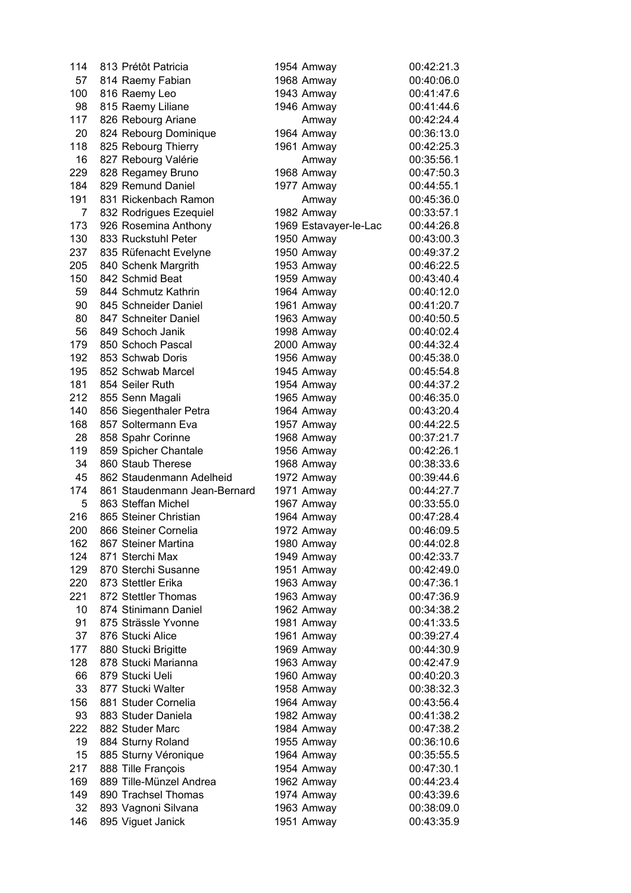| | | | | |
|---|---|---|---|---|
| 114 | 813 Prétôt Patricia | 1954 | Amway | 00:42:21.3 |
| 57 | 814 Raemy Fabian | 1968 | Amway | 00:40:06.0 |
| 100 | 816 Raemy Leo | 1943 | Amway | 00:41:47.6 |
| 98 | 815 Raemy Liliane | 1946 | Amway | 00:41:44.6 |
| 117 | 826 Rebourg Ariane | | Amway | 00:42:24.4 |
| 20 | 824 Rebourg Dominique | 1964 | Amway | 00:36:13.0 |
| 118 | 825 Rebourg Thierry | 1961 | Amway | 00:42:25.3 |
| 16 | 827 Rebourg Valérie | | Amway | 00:35:56.1 |
| 229 | 828 Regamey Bruno | 1968 | Amway | 00:47:50.3 |
| 184 | 829 Remund Daniel | 1977 | Amway | 00:44:55.1 |
| 191 | 831 Rickenbach Ramon | | Amway | 00:45:36.0 |
| 7 | 832 Rodrigues Ezequiel | 1982 | Amway | 00:33:57.1 |
| 173 | 926 Rosemina Anthony | 1969 | Estavayer-le-Lac | 00:44:26.8 |
| 130 | 833 Ruckstuhl Peter | 1950 | Amway | 00:43:00.3 |
| 237 | 835 Rüfenacht Evelyne | 1950 | Amway | 00:49:37.2 |
| 205 | 840 Schenk Margrith | 1953 | Amway | 00:46:22.5 |
| 150 | 842 Schmid Beat | 1959 | Amway | 00:43:40.4 |
| 59 | 844 Schmutz Kathrin | 1964 | Amway | 00:40:12.0 |
| 90 | 845 Schneider Daniel | 1961 | Amway | 00:41:20.7 |
| 80 | 847 Schneiter Daniel | 1963 | Amway | 00:40:50.5 |
| 56 | 849 Schoch Janik | 1998 | Amway | 00:40:02.4 |
| 179 | 850 Schoch Pascal | 2000 | Amway | 00:44:32.4 |
| 192 | 853 Schwab Doris | 1956 | Amway | 00:45:38.0 |
| 195 | 852 Schwab Marcel | 1945 | Amway | 00:45:54.8 |
| 181 | 854 Seiler Ruth | 1954 | Amway | 00:44:37.2 |
| 212 | 855 Senn Magali | 1965 | Amway | 00:46:35.0 |
| 140 | 856 Siegenthaler Petra | 1964 | Amway | 00:43:20.4 |
| 168 | 857 Soltermann Eva | 1957 | Amway | 00:44:22.5 |
| 28 | 858 Spahr Corinne | 1968 | Amway | 00:37:21.7 |
| 119 | 859 Spicher Chantale | 1956 | Amway | 00:42:26.1 |
| 34 | 860 Staub Therese | 1968 | Amway | 00:38:33.6 |
| 45 | 862 Staudenmann Adelheid | 1972 | Amway | 00:39:44.6 |
| 174 | 861 Staudenmann Jean-Bernard | 1971 | Amway | 00:44:27.7 |
| 5 | 863 Steffan Michel | 1967 | Amway | 00:33:55.0 |
| 216 | 865 Steiner Christian | 1964 | Amway | 00:47:28.4 |
| 200 | 866 Steiner Cornelia | 1972 | Amway | 00:46:09.5 |
| 162 | 867 Steiner Martina | 1980 | Amway | 00:44:02.8 |
| 124 | 871 Sterchi Max | 1949 | Amway | 00:42:33.7 |
| 129 | 870 Sterchi Susanne | 1951 | Amway | 00:42:49.0 |
| 220 | 873 Stettler Erika | 1963 | Amway | 00:47:36.1 |
| 221 | 872 Stettler Thomas | 1963 | Amway | 00:47:36.9 |
| 10 | 874 Stinimann Daniel | 1962 | Amway | 00:34:38.2 |
| 91 | 875 Strässle Yvonne | 1981 | Amway | 00:41:33.5 |
| 37 | 876 Stucki Alice | 1961 | Amway | 00:39:27.4 |
| 177 | 880 Stucki Brigitte | 1969 | Amway | 00:44:30.9 |
| 128 | 878 Stucki Marianna | 1963 | Amway | 00:42:47.9 |
| 66 | 879 Stucki Ueli | 1960 | Amway | 00:40:20.3 |
| 33 | 877 Stucki Walter | 1958 | Amway | 00:38:32.3 |
| 156 | 881 Studer Cornelia | 1964 | Amway | 00:43:56.4 |
| 93 | 883 Studer Daniela | 1982 | Amway | 00:41:38.2 |
| 222 | 882 Studer Marc | 1984 | Amway | 00:47:38.2 |
| 19 | 884 Sturny Roland | 1955 | Amway | 00:36:10.6 |
| 15 | 885 Sturny Véronique | 1964 | Amway | 00:35:55.5 |
| 217 | 888 Tille François | 1954 | Amway | 00:47:30.1 |
| 169 | 889 Tille-Münzel Andrea | 1962 | Amway | 00:44:23.4 |
| 149 | 890 Trachsel Thomas | 1974 | Amway | 00:43:39.6 |
| 32 | 893 Vagnoni Silvana | 1963 | Amway | 00:38:09.0 |
| 146 | 895 Viguet Janick | 1951 | Amway | 00:43:35.9 |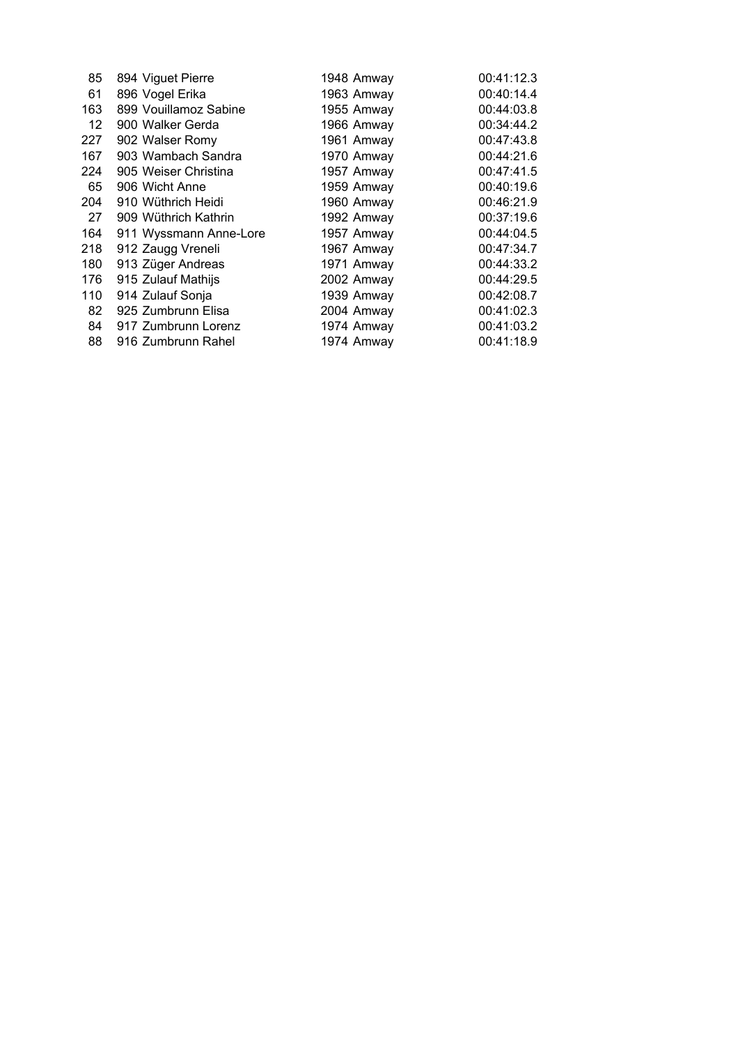| | | | | | |
|---|---|---|---|---|---|
| 85 | 894 | Viguet Pierre | 1948 | Amway | 00:41:12.3 |
| 61 | 896 | Vogel Erika | 1963 | Amway | 00:40:14.4 |
| 163 | 899 | Vouillamoz Sabine | 1955 | Amway | 00:44:03.8 |
| 12 | 900 | Walker Gerda | 1966 | Amway | 00:34:44.2 |
| 227 | 902 | Walser Romy | 1961 | Amway | 00:47:43.8 |
| 167 | 903 | Wambach Sandra | 1970 | Amway | 00:44:21.6 |
| 224 | 905 | Weiser Christina | 1957 | Amway | 00:47:41.5 |
| 65 | 906 | Wicht Anne | 1959 | Amway | 00:40:19.6 |
| 204 | 910 | Wüthrich Heidi | 1960 | Amway | 00:46:21.9 |
| 27 | 909 | Wüthrich Kathrin | 1992 | Amway | 00:37:19.6 |
| 164 | 911 | Wyssmann Anne-Lore | 1957 | Amway | 00:44:04.5 |
| 218 | 912 | Zaugg Vreneli | 1967 | Amway | 00:47:34.7 |
| 180 | 913 | Züger Andreas | 1971 | Amway | 00:44:33.2 |
| 176 | 915 | Zulauf Mathijs | 2002 | Amway | 00:44:29.5 |
| 110 | 914 | Zulauf Sonja | 1939 | Amway | 00:42:08.7 |
| 82 | 925 | Zumbrunn Elisa | 2004 | Amway | 00:41:02.3 |
| 84 | 917 | Zumbrunn Lorenz | 1974 | Amway | 00:41:03.2 |
| 88 | 916 | Zumbrunn Rahel | 1974 | Amway | 00:41:18.9 |